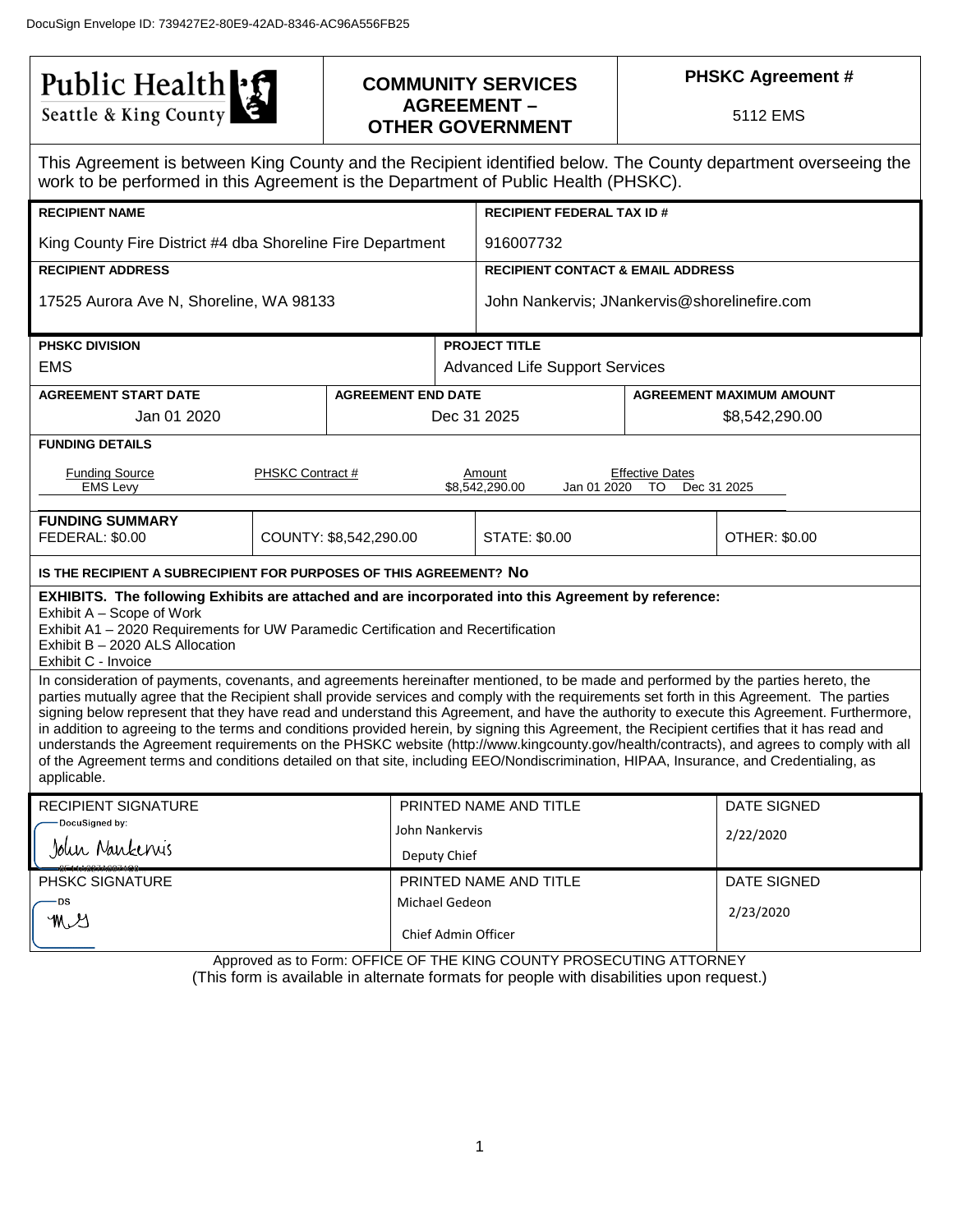DocuSign Envelope ID: 739427E2-80E9-42AD-8346-AC96A556FB25

| Public Health Seattle & King County | **COMMUNITY SERVICES AGREEMENT – OTHER GOVERNMENT** | **PHSKC Agreement #** 5112 EMS |
|---|---|---|

This Agreement is between King County and the Recipient identified below. The County department overseeing the work to be performed in this Agreement is the Department of Public Health (PHSKC).

| **RECIPIENT NAME** | **RECIPIENT FEDERAL TAX ID #** |
|---|---|
| King County Fire District #4 dba Shoreline Fire Department | 916007732 |
| **RECIPIENT ADDRESS** | **RECIPIENT CONTACT & EMAIL ADDRESS** |
| 17525 Aurora Ave N, Shoreline, WA 98133 | John Nankervis; JNankervis@shorelinefire.com |

| **PHSKC DIVISION** | **PROJECT TITLE** |
|---|---|
| EMS | Advanced Life Support Services |

| **AGREEMENT START DATE** | **AGREEMENT END DATE** | **AGREEMENT MAXIMUM AMOUNT** |
|---|---|---|
| Jan 01 2020 | Dec 31 2025 | $8,542,290.00 |

**FUNDING DETAILS**

| Funding Source | PHSKC Contract # | Amount | Effective Dates |
|---|---|---|---|
| EMS Levy | | $8,542,290.00 | Jan 01 2020 TO Dec 31 2025 |

| **FUNDING SUMMARY** | | | |
|---|---|---|---|
| FEDERAL: $0.00 | COUNTY: $8,542,290.00 | STATE: $0.00 | OTHER: $0.00 |

**IS THE RECIPIENT A SUBRECIPIENT FOR PURPOSES OF THIS AGREEMENT? No**

**EXHIBITS. The following Exhibits are attached and are incorporated into this Agreement by reference:**

Exhibit A – Scope of Work
Exhibit A1 – 2020 Requirements for UW Paramedic Certification and Recertification
Exhibit B – 2020 ALS Allocation
Exhibit C - Invoice

In consideration of payments, covenants, and agreements hereinafter mentioned, to be made and performed by the parties hereto, the parties mutually agree that the Recipient shall provide services and comply with the requirements set forth in this Agreement. The parties signing below represent that they have read and understand this Agreement, and have the authority to execute this Agreement. Furthermore, in addition to agreeing to the terms and conditions provided herein, by signing this Agreement, the Recipient certifies that it has read and understands the Agreement requirements on the PHSKC website (http://www.kingcounty.gov/health/contracts), and agrees to comply with all of the Agreement terms and conditions detailed on that site, including EEO/Nondiscrimination, HIPAA, Insurance, and Credentialing, as applicable.

| RECIPIENT SIGNATURE | PRINTED NAME AND TITLE | DATE SIGNED |
|---|---|---|
| DocuSigned by: John Nankervis | John Nankervis, Deputy Chief | 2/22/2020 |
| **PHSKC SIGNATURE** | **PRINTED NAME AND TITLE** | **DATE SIGNED** |
| DS MG | Michael Gedeon, Chief Admin Officer | 2/23/2020 |

Approved as to Form: OFFICE OF THE KING COUNTY PROSECUTING ATTORNEY
(This form is available in alternate formats for people with disabilities upon request.)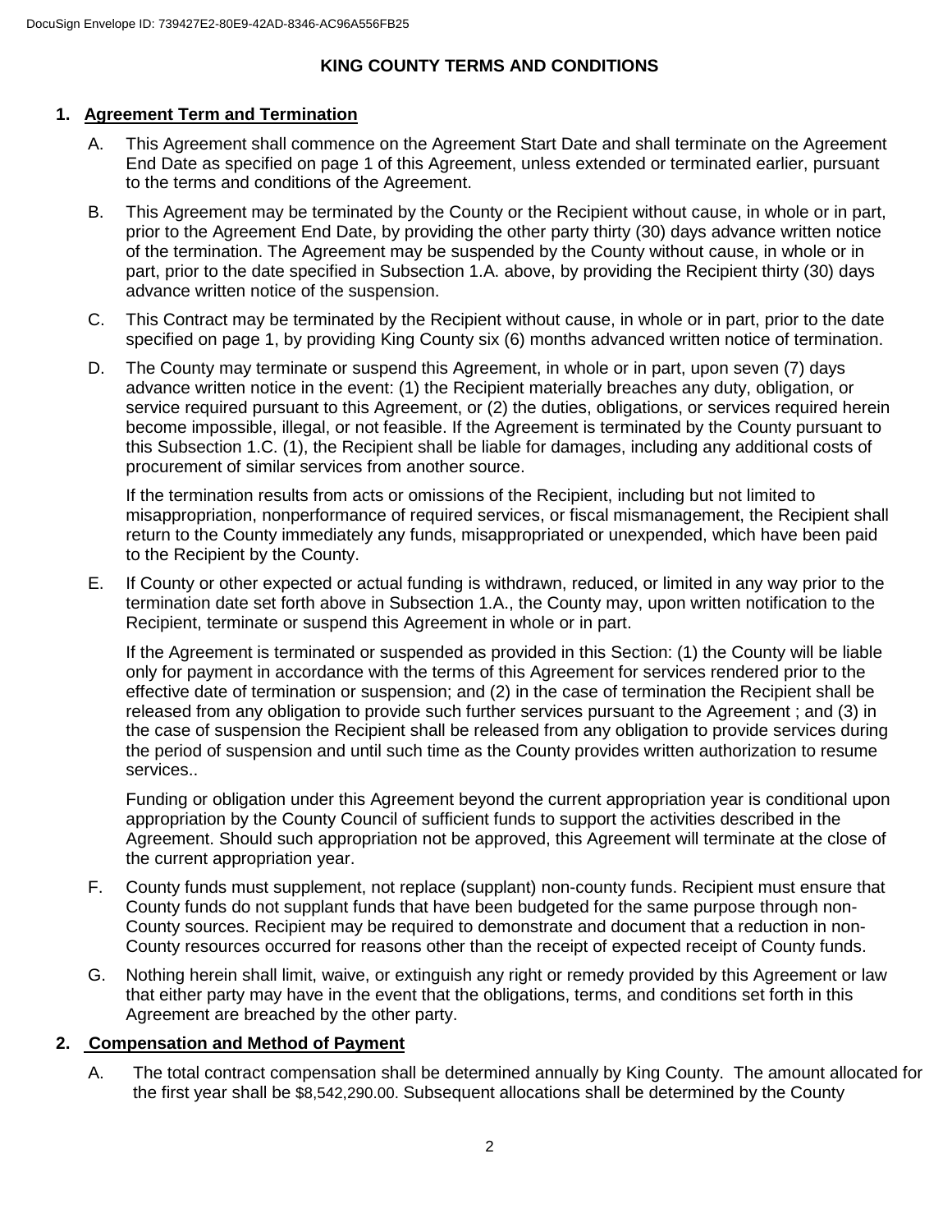# KING COUNTY TERMS AND CONDITIONS

## 1. Agreement Term and Termination

A. This Agreement shall commence on the Agreement Start Date and shall terminate on the Agreement End Date as specified on page 1 of this Agreement, unless extended or terminated earlier, pursuant to the terms and conditions of the Agreement.

B. This Agreement may be terminated by the County or the Recipient without cause, in whole or in part, prior to the Agreement End Date, by providing the other party thirty (30) days advance written notice of the termination. The Agreement may be suspended by the County without cause, in whole or in part, prior to the date specified in Subsection 1.A. above, by providing the Recipient thirty (30) days advance written notice of the suspension.

C. This Contract may be terminated by the Recipient without cause, in whole or in part, prior to the date specified on page 1, by providing King County six (6) months advanced written notice of termination.

D. The County may terminate or suspend this Agreement, in whole or in part, upon seven (7) days advance written notice in the event: (1) the Recipient materially breaches any duty, obligation, or service required pursuant to this Agreement, or (2) the duties, obligations, or services required herein become impossible, illegal, or not feasible. If the Agreement is terminated by the County pursuant to this Subsection 1.C. (1), the Recipient shall be liable for damages, including any additional costs of procurement of similar services from another source.

   If the termination results from acts or omissions of the Recipient, including but not limited to misappropriation, nonperformance of required services, or fiscal mismanagement, the Recipient shall return to the County immediately any funds, misappropriated or unexpended, which have been paid to the Recipient by the County.

E. If County or other expected or actual funding is withdrawn, reduced, or limited in any way prior to the termination date set forth above in Subsection 1.A., the County may, upon written notification to the Recipient, terminate or suspend this Agreement in whole or in part.

   If the Agreement is terminated or suspended as provided in this Section: (1) the County will be liable only for payment in accordance with the terms of this Agreement for services rendered prior to the effective date of termination or suspension; and (2) in the case of termination the Recipient shall be released from any obligation to provide such further services pursuant to the Agreement ; and (3) in the case of suspension the Recipient shall be released from any obligation to provide services during the period of suspension and until such time as the County provides written authorization to resume services..

   Funding or obligation under this Agreement beyond the current appropriation year is conditional upon appropriation by the County Council of sufficient funds to support the activities described in the Agreement. Should such appropriation not be approved, this Agreement will terminate at the close of the current appropriation year.

F. County funds must supplement, not replace (supplant) non-county funds. Recipient must ensure that County funds do not supplant funds that have been budgeted for the same purpose through non-County sources. Recipient may be required to demonstrate and document that a reduction in non-County resources occurred for reasons other than the receipt of expected receipt of County funds.

G. Nothing herein shall limit, waive, or extinguish any right or remedy provided by this Agreement or law that either party may have in the event that the obligations, terms, and conditions set forth in this Agreement are breached by the other party.

## 2. Compensation and Method of Payment

A. The total contract compensation shall be determined annually by King County. The amount allocated for the first year shall be $8,542,290.00. Subsequent allocations shall be determined by the County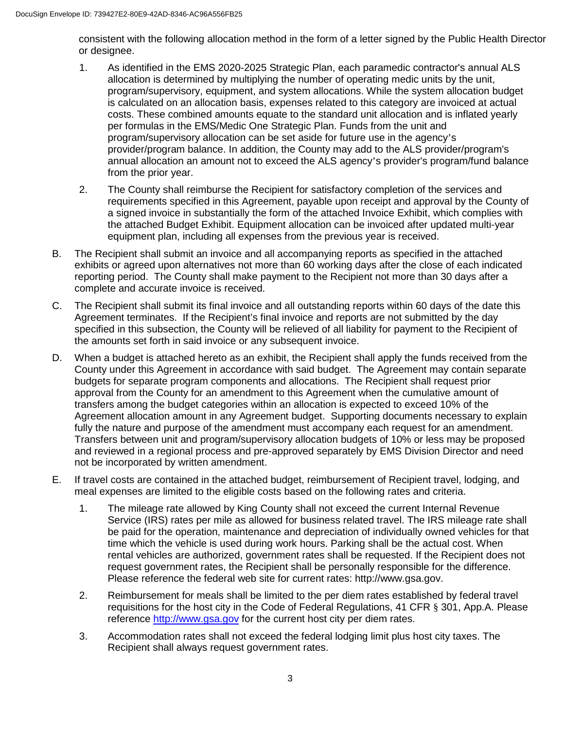consistent with the following allocation method in the form of a letter signed by the Public Health Director or designee.

1. As identified in the EMS 2020-2025 Strategic Plan, each paramedic contractor's annual ALS allocation is determined by multiplying the number of operating medic units by the unit, program/supervisory, equipment, and system allocations. While the system allocation budget is calculated on an allocation basis, expenses related to this category are invoiced at actual costs. These combined amounts equate to the standard unit allocation and is inflated yearly per formulas in the EMS/Medic One Strategic Plan. Funds from the unit and program/supervisory allocation can be set aside for future use in the agency's provider/program balance. In addition, the County may add to the ALS provider/program's annual allocation an amount not to exceed the ALS agency's provider's program/fund balance from the prior year.

2. The County shall reimburse the Recipient for satisfactory completion of the services and requirements specified in this Agreement, payable upon receipt and approval by the County of a signed invoice in substantially the form of the attached Invoice Exhibit, which complies with the attached Budget Exhibit. Equipment allocation can be invoiced after updated multi-year equipment plan, including all expenses from the previous year is received.

B. The Recipient shall submit an invoice and all accompanying reports as specified in the attached exhibits or agreed upon alternatives not more than 60 working days after the close of each indicated reporting period. The County shall make payment to the Recipient not more than 30 days after a complete and accurate invoice is received.

C. The Recipient shall submit its final invoice and all outstanding reports within 60 days of the date this Agreement terminates. If the Recipient's final invoice and reports are not submitted by the day specified in this subsection, the County will be relieved of all liability for payment to the Recipient of the amounts set forth in said invoice or any subsequent invoice.

D. When a budget is attached hereto as an exhibit, the Recipient shall apply the funds received from the County under this Agreement in accordance with said budget. The Agreement may contain separate budgets for separate program components and allocations. The Recipient shall request prior approval from the County for an amendment to this Agreement when the cumulative amount of transfers among the budget categories within an allocation is expected to exceed 10% of the Agreement allocation amount in any Agreement budget. Supporting documents necessary to explain fully the nature and purpose of the amendment must accompany each request for an amendment. Transfers between unit and program/supervisory allocation budgets of 10% or less may be proposed and reviewed in a regional process and pre-approved separately by EMS Division Director and need not be incorporated by written amendment.

E. If travel costs are contained in the attached budget, reimbursement of Recipient travel, lodging, and meal expenses are limited to the eligible costs based on the following rates and criteria.

1. The mileage rate allowed by King County shall not exceed the current Internal Revenue Service (IRS) rates per mile as allowed for business related travel. The IRS mileage rate shall be paid for the operation, maintenance and depreciation of individually owned vehicles for that time which the vehicle is used during work hours. Parking shall be the actual cost. When rental vehicles are authorized, government rates shall be requested. If the Recipient does not request government rates, the Recipient shall be personally responsible for the difference. Please reference the federal web site for current rates: http://www.gsa.gov.

2. Reimbursement for meals shall be limited to the per diem rates established by federal travel requisitions for the host city in the Code of Federal Regulations, 41 CFR § 301, App.A. Please reference http://www.gsa.gov for the current host city per diem rates.

3. Accommodation rates shall not exceed the federal lodging limit plus host city taxes. The Recipient shall always request government rates.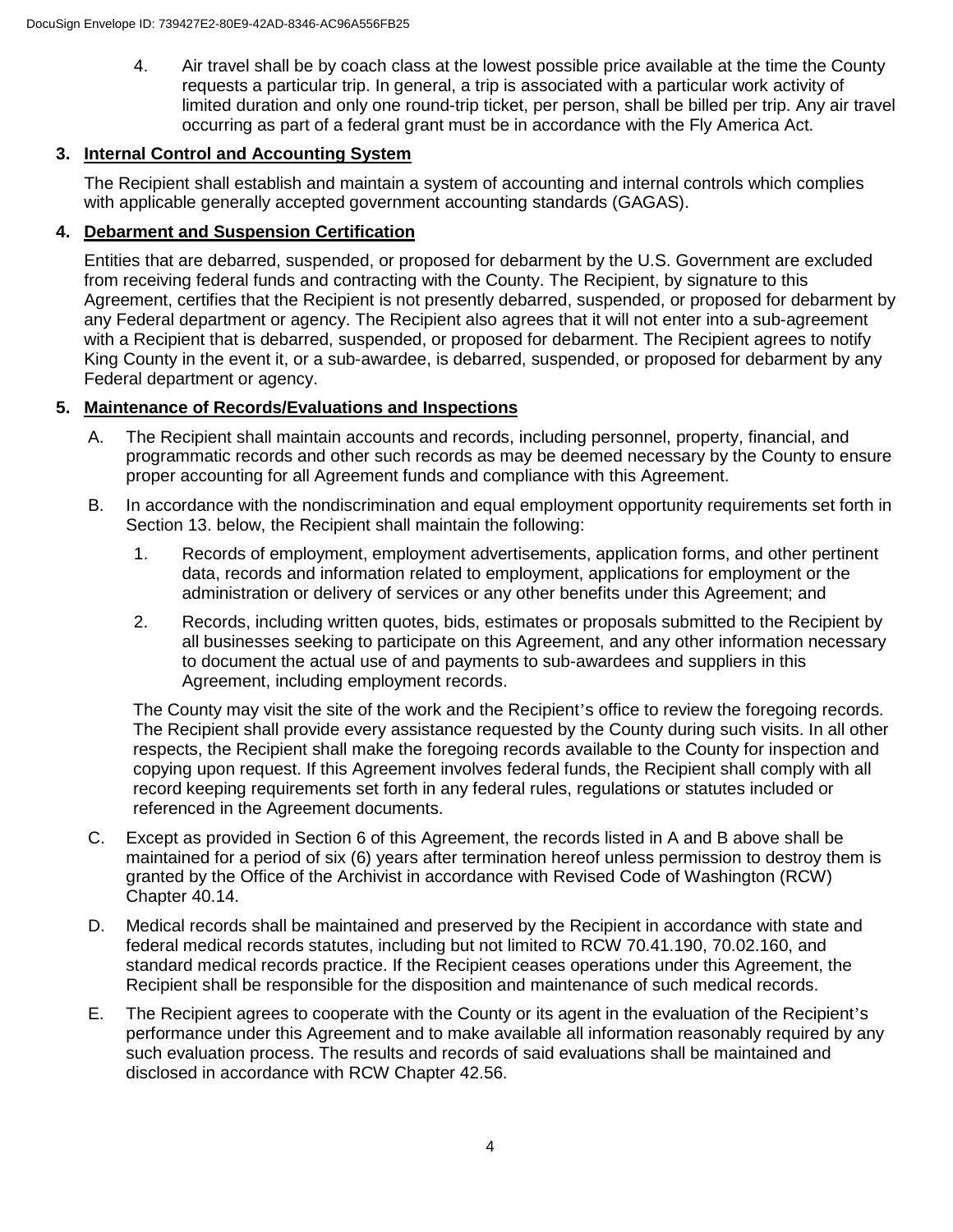4. Air travel shall be by coach class at the lowest possible price available at the time the County requests a particular trip. In general, a trip is associated with a particular work activity of limited duration and only one round-trip ticket, per person, shall be billed per trip. Any air travel occurring as part of a federal grant must be in accordance with the Fly America Act.

## 3. Internal Control and Accounting System

The Recipient shall establish and maintain a system of accounting and internal controls which complies with applicable generally accepted government accounting standards (GAGAS).

## 4. Debarment and Suspension Certification

Entities that are debarred, suspended, or proposed for debarment by the U.S. Government are excluded from receiving federal funds and contracting with the County. The Recipient, by signature to this Agreement, certifies that the Recipient is not presently debarred, suspended, or proposed for debarment by any Federal department or agency. The Recipient also agrees that it will not enter into a sub-agreement with a Recipient that is debarred, suspended, or proposed for debarment. The Recipient agrees to notify King County in the event it, or a sub-awardee, is debarred, suspended, or proposed for debarment by any Federal department or agency.

## 5. Maintenance of Records/Evaluations and Inspections

A. The Recipient shall maintain accounts and records, including personnel, property, financial, and programmatic records and other such records as may be deemed necessary by the County to ensure proper accounting for all Agreement funds and compliance with this Agreement.

B. In accordance with the nondiscrimination and equal employment opportunity requirements set forth in Section 13. below, the Recipient shall maintain the following:

   1. Records of employment, employment advertisements, application forms, and other pertinent data, records and information related to employment, applications for employment or the administration or delivery of services or any other benefits under this Agreement; and

   2. Records, including written quotes, bids, estimates or proposals submitted to the Recipient by all businesses seeking to participate on this Agreement, and any other information necessary to document the actual use of and payments to sub-awardees and suppliers in this Agreement, including employment records.

   The County may visit the site of the work and the Recipient's office to review the foregoing records. The Recipient shall provide every assistance requested by the County during such visits. In all other respects, the Recipient shall make the foregoing records available to the County for inspection and copying upon request. If this Agreement involves federal funds, the Recipient shall comply with all record keeping requirements set forth in any federal rules, regulations or statutes included or referenced in the Agreement documents.

C. Except as provided in Section 6 of this Agreement, the records listed in A and B above shall be maintained for a period of six (6) years after termination hereof unless permission to destroy them is granted by the Office of the Archivist in accordance with Revised Code of Washington (RCW) Chapter 40.14.

D. Medical records shall be maintained and preserved by the Recipient in accordance with state and federal medical records statutes, including but not limited to RCW 70.41.190, 70.02.160, and standard medical records practice. If the Recipient ceases operations under this Agreement, the Recipient shall be responsible for the disposition and maintenance of such medical records.

E. The Recipient agrees to cooperate with the County or its agent in the evaluation of the Recipient's performance under this Agreement and to make available all information reasonably required by any such evaluation process. The results and records of said evaluations shall be maintained and disclosed in accordance with RCW Chapter 42.56.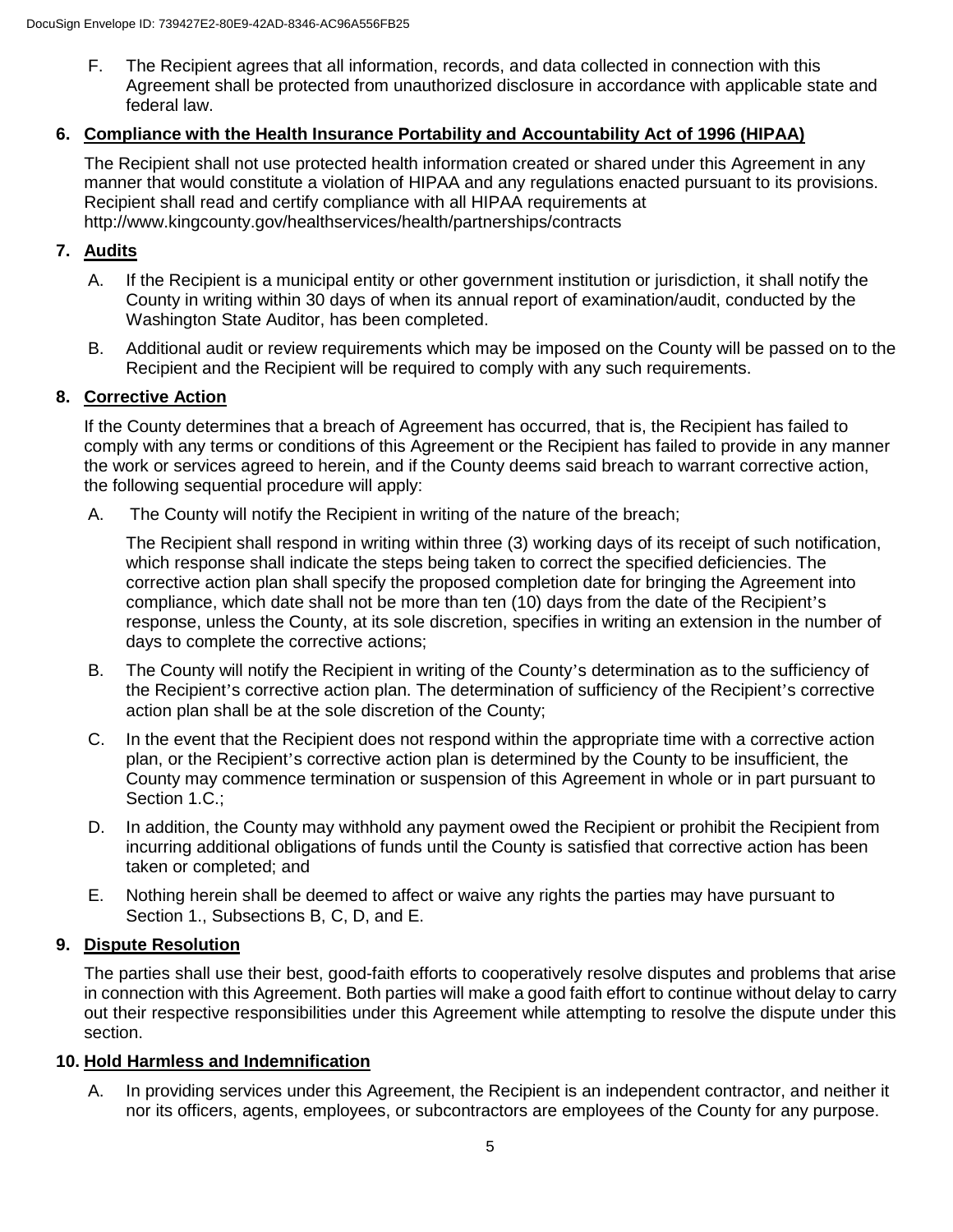F. The Recipient agrees that all information, records, and data collected in connection with this Agreement shall be protected from unauthorized disclosure in accordance with applicable state and federal law.

## 6. Compliance with the Health Insurance Portability and Accountability Act of 1996 (HIPAA)

The Recipient shall not use protected health information created or shared under this Agreement in any manner that would constitute a violation of HIPAA and any regulations enacted pursuant to its provisions. Recipient shall read and certify compliance with all HIPAA requirements at http://www.kingcounty.gov/healthservices/health/partnerships/contracts

## 7. Audits

A. If the Recipient is a municipal entity or other government institution or jurisdiction, it shall notify the County in writing within 30 days of when its annual report of examination/audit, conducted by the Washington State Auditor, has been completed.

B. Additional audit or review requirements which may be imposed on the County will be passed on to the Recipient and the Recipient will be required to comply with any such requirements.

## 8. Corrective Action

If the County determines that a breach of Agreement has occurred, that is, the Recipient has failed to comply with any terms or conditions of this Agreement or the Recipient has failed to provide in any manner the work or services agreed to herein, and if the County deems said breach to warrant corrective action, the following sequential procedure will apply:

A. The County will notify the Recipient in writing of the nature of the breach;

The Recipient shall respond in writing within three (3) working days of its receipt of such notification, which response shall indicate the steps being taken to correct the specified deficiencies. The corrective action plan shall specify the proposed completion date for bringing the Agreement into compliance, which date shall not be more than ten (10) days from the date of the Recipient's response, unless the County, at its sole discretion, specifies in writing an extension in the number of days to complete the corrective actions;

B. The County will notify the Recipient in writing of the County's determination as to the sufficiency of the Recipient's corrective action plan. The determination of sufficiency of the Recipient's corrective action plan shall be at the sole discretion of the County;

C. In the event that the Recipient does not respond within the appropriate time with a corrective action plan, or the Recipient's corrective action plan is determined by the County to be insufficient, the County may commence termination or suspension of this Agreement in whole or in part pursuant to Section 1.C.;

D. In addition, the County may withhold any payment owed the Recipient or prohibit the Recipient from incurring additional obligations of funds until the County is satisfied that corrective action has been taken or completed; and

E. Nothing herein shall be deemed to affect or waive any rights the parties may have pursuant to Section 1., Subsections B, C, D, and E.

## 9. Dispute Resolution

The parties shall use their best, good-faith efforts to cooperatively resolve disputes and problems that arise in connection with this Agreement. Both parties will make a good faith effort to continue without delay to carry out their respective responsibilities under this Agreement while attempting to resolve the dispute under this section.

## 10. Hold Harmless and Indemnification

A. In providing services under this Agreement, the Recipient is an independent contractor, and neither it nor its officers, agents, employees, or subcontractors are employees of the County for any purpose.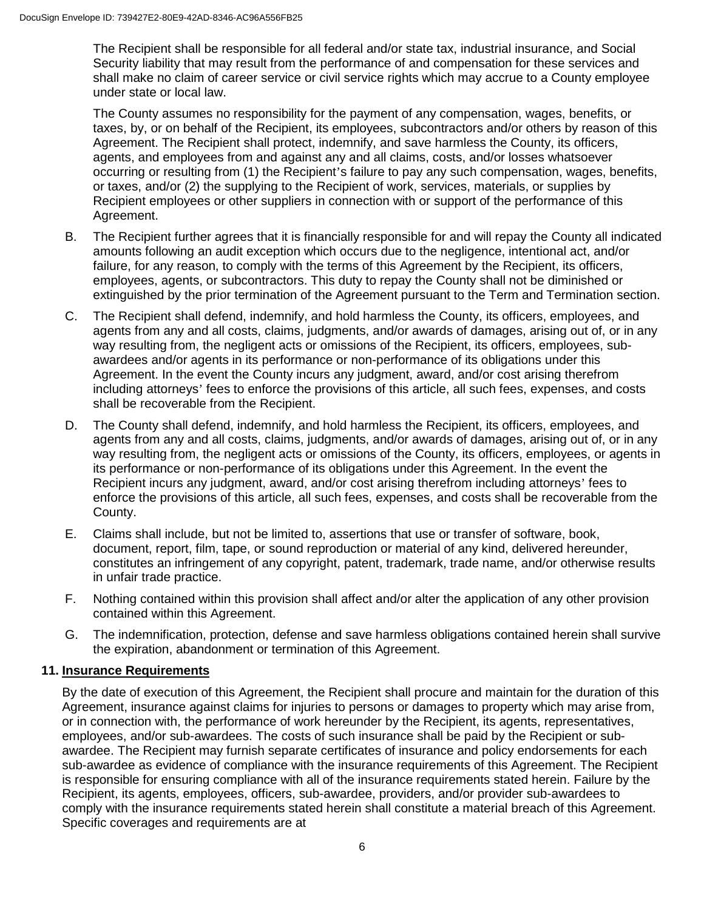The Recipient shall be responsible for all federal and/or state tax, industrial insurance, and Social Security liability that may result from the performance of and compensation for these services and shall make no claim of career service or civil service rights which may accrue to a County employee under state or local law.

The County assumes no responsibility for the payment of any compensation, wages, benefits, or taxes, by, or on behalf of the Recipient, its employees, subcontractors and/or others by reason of this Agreement. The Recipient shall protect, indemnify, and save harmless the County, its officers, agents, and employees from and against any and all claims, costs, and/or losses whatsoever occurring or resulting from (1) the Recipient's failure to pay any such compensation, wages, benefits, or taxes, and/or (2) the supplying to the Recipient of work, services, materials, or supplies by Recipient employees or other suppliers in connection with or support of the performance of this Agreement.

B. The Recipient further agrees that it is financially responsible for and will repay the County all indicated amounts following an audit exception which occurs due to the negligence, intentional act, and/or failure, for any reason, to comply with the terms of this Agreement by the Recipient, its officers, employees, agents, or subcontractors. This duty to repay the County shall not be diminished or extinguished by the prior termination of the Agreement pursuant to the Term and Termination section.

C. The Recipient shall defend, indemnify, and hold harmless the County, its officers, employees, and agents from any and all costs, claims, judgments, and/or awards of damages, arising out of, or in any way resulting from, the negligent acts or omissions of the Recipient, its officers, employees, sub-awardees and/or agents in its performance or non-performance of its obligations under this Agreement. In the event the County incurs any judgment, award, and/or cost arising therefrom including attorneys' fees to enforce the provisions of this article, all such fees, expenses, and costs shall be recoverable from the Recipient.

D. The County shall defend, indemnify, and hold harmless the Recipient, its officers, employees, and agents from any and all costs, claims, judgments, and/or awards of damages, arising out of, or in any way resulting from, the negligent acts or omissions of the County, its officers, employees, or agents in its performance or non-performance of its obligations under this Agreement. In the event the Recipient incurs any judgment, award, and/or cost arising therefrom including attorneys' fees to enforce the provisions of this article, all such fees, expenses, and costs shall be recoverable from the County.

E. Claims shall include, but not be limited to, assertions that use or transfer of software, book, document, report, film, tape, or sound reproduction or material of any kind, delivered hereunder, constitutes an infringement of any copyright, patent, trademark, trade name, and/or otherwise results in unfair trade practice.

F. Nothing contained within this provision shall affect and/or alter the application of any other provision contained within this Agreement.

G. The indemnification, protection, defense and save harmless obligations contained herein shall survive the expiration, abandonment or termination of this Agreement.

## 11. Insurance Requirements

By the date of execution of this Agreement, the Recipient shall procure and maintain for the duration of this Agreement, insurance against claims for injuries to persons or damages to property which may arise from, or in connection with, the performance of work hereunder by the Recipient, its agents, representatives, employees, and/or sub-awardees. The costs of such insurance shall be paid by the Recipient or sub-awardee. The Recipient may furnish separate certificates of insurance and policy endorsements for each sub-awardee as evidence of compliance with the insurance requirements of this Agreement. The Recipient is responsible for ensuring compliance with all of the insurance requirements stated herein. Failure by the Recipient, its agents, employees, officers, sub-awardee, providers, and/or provider sub-awardees to comply with the insurance requirements stated herein shall constitute a material breach of this Agreement. Specific coverages and requirements are at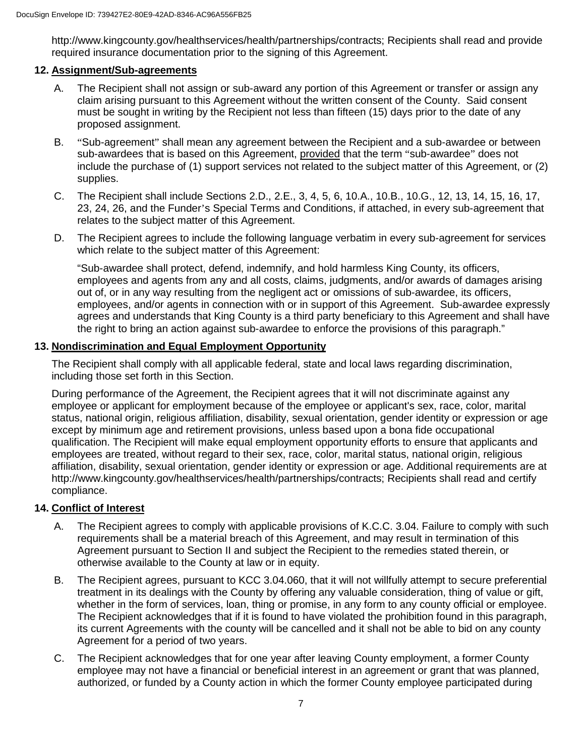http://www.kingcounty.gov/healthservices/health/partnerships/contracts; Recipients shall read and provide required insurance documentation prior to the signing of this Agreement.

## 12. Assignment/Sub-agreements

A. The Recipient shall not assign or sub-award any portion of this Agreement or transfer or assign any claim arising pursuant to this Agreement without the written consent of the County. Said consent must be sought in writing by the Recipient not less than fifteen (15) days prior to the date of any proposed assignment.

B. "Sub-agreement" shall mean any agreement between the Recipient and a sub-awardee or between sub-awardees that is based on this Agreement, provided that the term "sub-awardee" does not include the purchase of (1) support services not related to the subject matter of this Agreement, or (2) supplies.

C. The Recipient shall include Sections 2.D., 2.E., 3, 4, 5, 6, 10.A., 10.B., 10.G., 12, 13, 14, 15, 16, 17, 23, 24, 26, and the Funder's Special Terms and Conditions, if attached, in every sub-agreement that relates to the subject matter of this Agreement.

D. The Recipient agrees to include the following language verbatim in every sub-agreement for services which relate to the subject matter of this Agreement:

"Sub-awardee shall protect, defend, indemnify, and hold harmless King County, its officers, employees and agents from any and all costs, claims, judgments, and/or awards of damages arising out of, or in any way resulting from the negligent act or omissions of sub-awardee, its officers, employees, and/or agents in connection with or in support of this Agreement. Sub-awardee expressly agrees and understands that King County is a third party beneficiary to this Agreement and shall have the right to bring an action against sub-awardee to enforce the provisions of this paragraph."

## 13. Nondiscrimination and Equal Employment Opportunity

The Recipient shall comply with all applicable federal, state and local laws regarding discrimination, including those set forth in this Section.

During performance of the Agreement, the Recipient agrees that it will not discriminate against any employee or applicant for employment because of the employee or applicant's sex, race, color, marital status, national origin, religious affiliation, disability, sexual orientation, gender identity or expression or age except by minimum age and retirement provisions, unless based upon a bona fide occupational qualification. The Recipient will make equal employment opportunity efforts to ensure that applicants and employees are treated, without regard to their sex, race, color, marital status, national origin, religious affiliation, disability, sexual orientation, gender identity or expression or age. Additional requirements are at http://www.kingcounty.gov/healthservices/health/partnerships/contracts; Recipients shall read and certify compliance.

## 14. Conflict of Interest

A. The Recipient agrees to comply with applicable provisions of K.C.C. 3.04. Failure to comply with such requirements shall be a material breach of this Agreement, and may result in termination of this Agreement pursuant to Section II and subject the Recipient to the remedies stated therein, or otherwise available to the County at law or in equity.

B. The Recipient agrees, pursuant to KCC 3.04.060, that it will not willfully attempt to secure preferential treatment in its dealings with the County by offering any valuable consideration, thing of value or gift, whether in the form of services, loan, thing or promise, in any form to any county official or employee. The Recipient acknowledges that if it is found to have violated the prohibition found in this paragraph, its current Agreements with the county will be cancelled and it shall not be able to bid on any county Agreement for a period of two years.

C. The Recipient acknowledges that for one year after leaving County employment, a former County employee may not have a financial or beneficial interest in an agreement or grant that was planned, authorized, or funded by a County action in which the former County employee participated during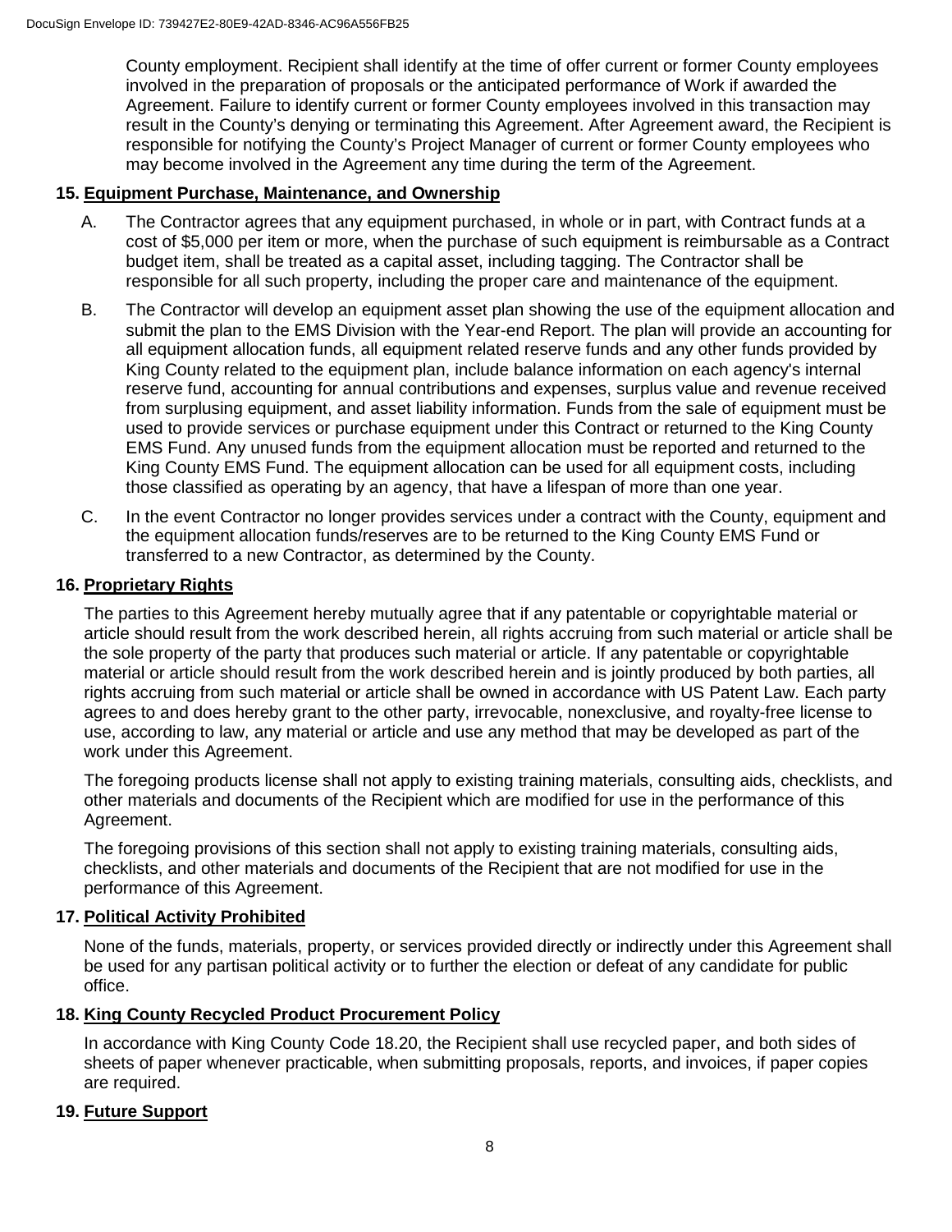County employment. Recipient shall identify at the time of offer current or former County employees involved in the preparation of proposals or the anticipated performance of Work if awarded the Agreement. Failure to identify current or former County employees involved in this transaction may result in the County's denying or terminating this Agreement. After Agreement award, the Recipient is responsible for notifying the County's Project Manager of current or former County employees who may become involved in the Agreement any time during the term of the Agreement.

**15. Equipment Purchase, Maintenance, and Ownership**

A. The Contractor agrees that any equipment purchased, in whole or in part, with Contract funds at a cost of $5,000 per item or more, when the purchase of such equipment is reimbursable as a Contract budget item, shall be treated as a capital asset, including tagging. The Contractor shall be responsible for all such property, including the proper care and maintenance of the equipment.

B. The Contractor will develop an equipment asset plan showing the use of the equipment allocation and submit the plan to the EMS Division with the Year-end Report. The plan will provide an accounting for all equipment allocation funds, all equipment related reserve funds and any other funds provided by King County related to the equipment plan, include balance information on each agency's internal reserve fund, accounting for annual contributions and expenses, surplus value and revenue received from surplusing equipment, and asset liability information. Funds from the sale of equipment must be used to provide services or purchase equipment under this Contract or returned to the King County EMS Fund. Any unused funds from the equipment allocation must be reported and returned to the King County EMS Fund. The equipment allocation can be used for all equipment costs, including those classified as operating by an agency, that have a lifespan of more than one year.

C. In the event Contractor no longer provides services under a contract with the County, equipment and the equipment allocation funds/reserves are to be returned to the King County EMS Fund or transferred to a new Contractor, as determined by the County.

**16. Proprietary Rights**

The parties to this Agreement hereby mutually agree that if any patentable or copyrightable material or article should result from the work described herein, all rights accruing from such material or article shall be the sole property of the party that produces such material or article. If any patentable or copyrightable material or article should result from the work described herein and is jointly produced by both parties, all rights accruing from such material or article shall be owned in accordance with US Patent Law. Each party agrees to and does hereby grant to the other party, irrevocable, nonexclusive, and royalty-free license to use, according to law, any material or article and use any method that may be developed as part of the work under this Agreement.

The foregoing products license shall not apply to existing training materials, consulting aids, checklists, and other materials and documents of the Recipient which are modified for use in the performance of this Agreement.

The foregoing provisions of this section shall not apply to existing training materials, consulting aids, checklists, and other materials and documents of the Recipient that are not modified for use in the performance of this Agreement.

**17. Political Activity Prohibited**

None of the funds, materials, property, or services provided directly or indirectly under this Agreement shall be used for any partisan political activity or to further the election or defeat of any candidate for public office.

**18. King County Recycled Product Procurement Policy**

In accordance with King County Code 18.20, the Recipient shall use recycled paper, and both sides of sheets of paper whenever practicable, when submitting proposals, reports, and invoices, if paper copies are required.

**19. Future Support**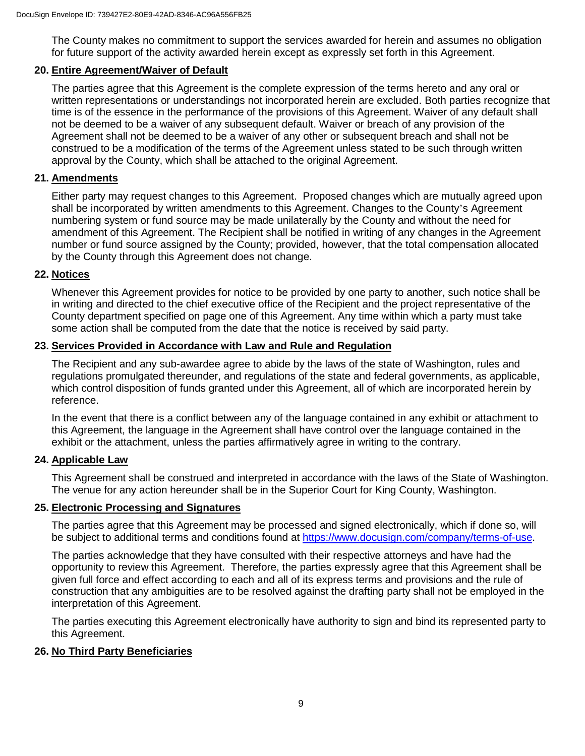The County makes no commitment to support the services awarded for herein and assumes no obligation for future support of the activity awarded herein except as expressly set forth in this Agreement.

## 20. Entire Agreement/Waiver of Default

The parties agree that this Agreement is the complete expression of the terms hereto and any oral or written representations or understandings not incorporated herein are excluded. Both parties recognize that time is of the essence in the performance of the provisions of this Agreement. Waiver of any default shall not be deemed to be a waiver of any subsequent default. Waiver or breach of any provision of the Agreement shall not be deemed to be a waiver of any other or subsequent breach and shall not be construed to be a modification of the terms of the Agreement unless stated to be such through written approval by the County, which shall be attached to the original Agreement.

## 21. Amendments

Either party may request changes to this Agreement. Proposed changes which are mutually agreed upon shall be incorporated by written amendments to this Agreement. Changes to the County's Agreement numbering system or fund source may be made unilaterally by the County and without the need for amendment of this Agreement. The Recipient shall be notified in writing of any changes in the Agreement number or fund source assigned by the County; provided, however, that the total compensation allocated by the County through this Agreement does not change.

## 22. Notices

Whenever this Agreement provides for notice to be provided by one party to another, such notice shall be in writing and directed to the chief executive office of the Recipient and the project representative of the County department specified on page one of this Agreement. Any time within which a party must take some action shall be computed from the date that the notice is received by said party.

## 23. Services Provided in Accordance with Law and Rule and Regulation

The Recipient and any sub-awardee agree to abide by the laws of the state of Washington, rules and regulations promulgated thereunder, and regulations of the state and federal governments, as applicable, which control disposition of funds granted under this Agreement, all of which are incorporated herein by reference.

In the event that there is a conflict between any of the language contained in any exhibit or attachment to this Agreement, the language in the Agreement shall have control over the language contained in the exhibit or the attachment, unless the parties affirmatively agree in writing to the contrary.

## 24. Applicable Law

This Agreement shall be construed and interpreted in accordance with the laws of the State of Washington. The venue for any action hereunder shall be in the Superior Court for King County, Washington.

## 25. Electronic Processing and Signatures

The parties agree that this Agreement may be processed and signed electronically, which if done so, will be subject to additional terms and conditions found at https://www.docusign.com/company/terms-of-use.

The parties acknowledge that they have consulted with their respective attorneys and have had the opportunity to review this Agreement. Therefore, the parties expressly agree that this Agreement shall be given full force and effect according to each and all of its express terms and provisions and the rule of construction that any ambiguities are to be resolved against the drafting party shall not be employed in the interpretation of this Agreement.

The parties executing this Agreement electronically have authority to sign and bind its represented party to this Agreement.

## 26. No Third Party Beneficiaries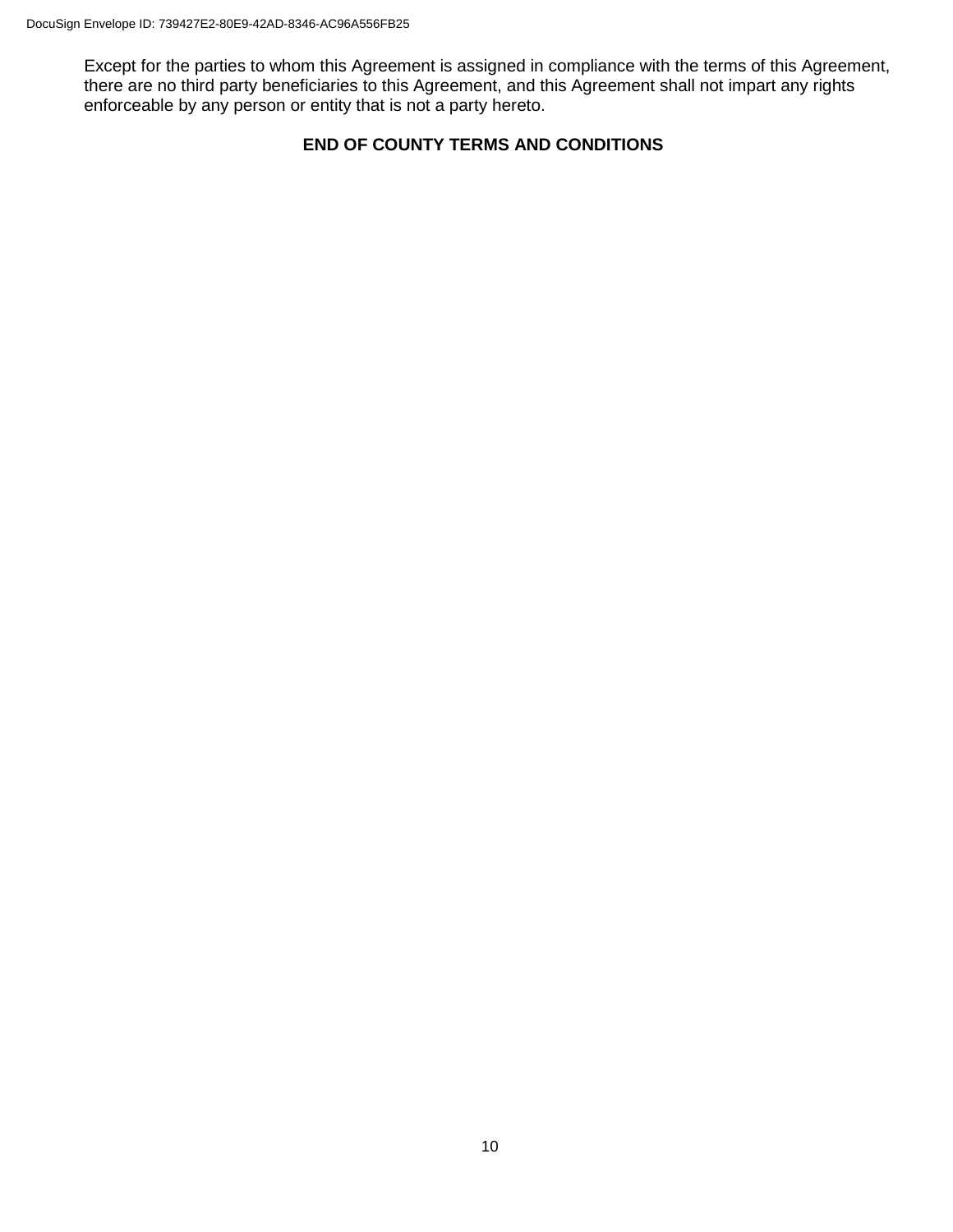Except for the parties to whom this Agreement is assigned in compliance with the terms of this Agreement, there are no third party beneficiaries to this Agreement, and this Agreement shall not impart any rights enforceable by any person or entity that is not a party hereto.

**END OF COUNTY TERMS AND CONDITIONS**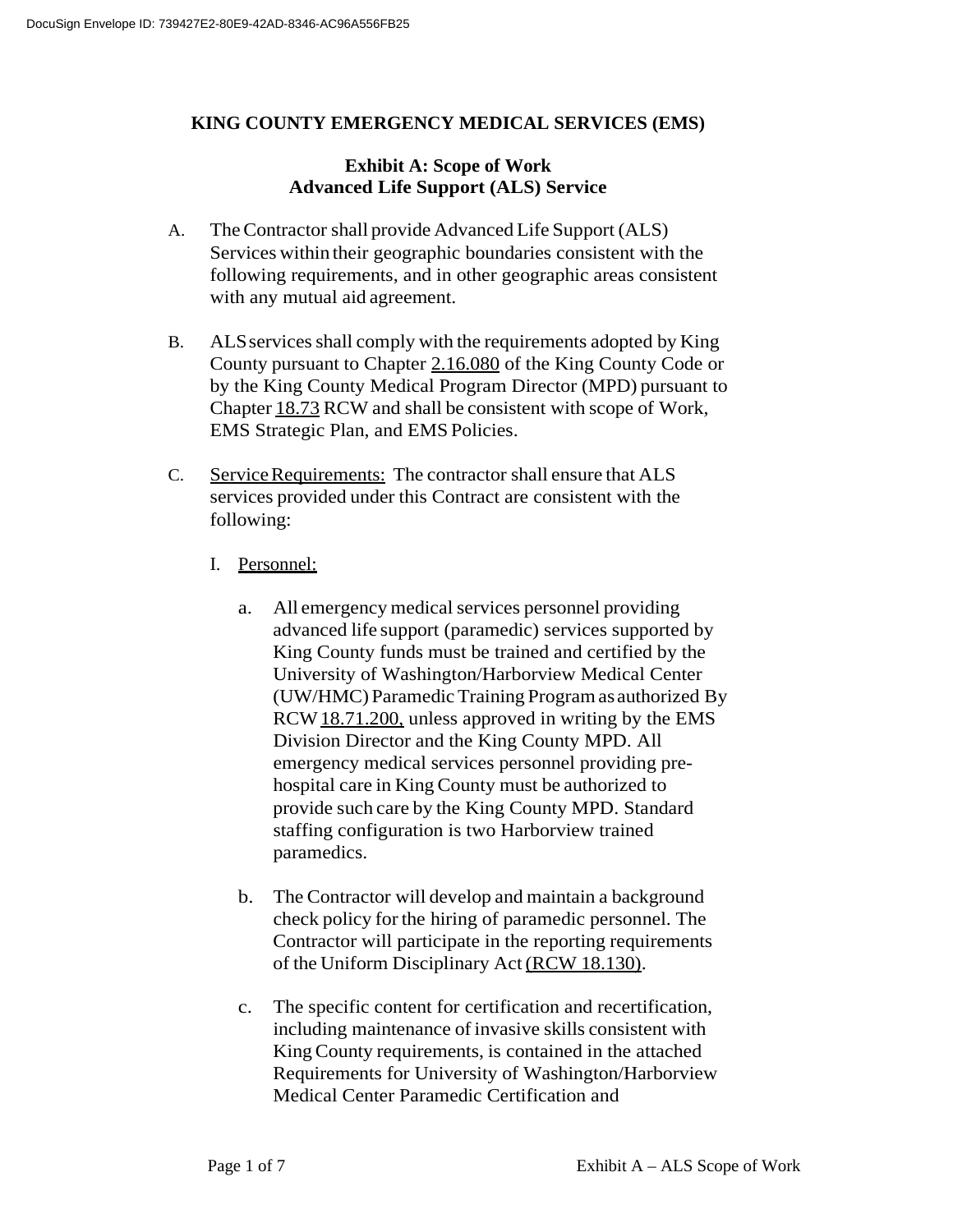**KING COUNTY EMERGENCY MEDICAL SERVICES (EMS)**

**Exhibit A: Scope of Work**
**Advanced Life Support (ALS) Service**

A. The Contractor shall provide Advanced Life Support (ALS) Services within their geographic boundaries consistent with the following requirements, and in other geographic areas consistent with any mutual aid agreement.

B. ALS services shall comply with the requirements adopted by King County pursuant to Chapter 2.16.080 of the King County Code or by the King County Medical Program Director (MPD) pursuant to Chapter 18.73 RCW and shall be consistent with scope of Work, EMS Strategic Plan, and EMS Policies.

C. Service Requirements: The contractor shall ensure that ALS services provided under this Contract are consistent with the following:

  I. Personnel:

    a. All emergency medical services personnel providing advanced life support (paramedic) services supported by King County funds must be trained and certified by the University of Washington/Harborview Medical Center (UW/HMC) Paramedic Training Program as authorized By RCW 18.71.200, unless approved in writing by the EMS Division Director and the King County MPD. All emergency medical services personnel providing pre-hospital care in King County must be authorized to provide such care by the King County MPD. Standard staffing configuration is two Harborview trained paramedics.

    b. The Contractor will develop and maintain a background check policy for the hiring of paramedic personnel. The Contractor will participate in the reporting requirements of the Uniform Disciplinary Act (RCW 18.130).

    c. The specific content for certification and recertification, including maintenance of invasive skills consistent with King County requirements, is contained in the attached Requirements for University of Washington/Harborview Medical Center Paramedic Certification and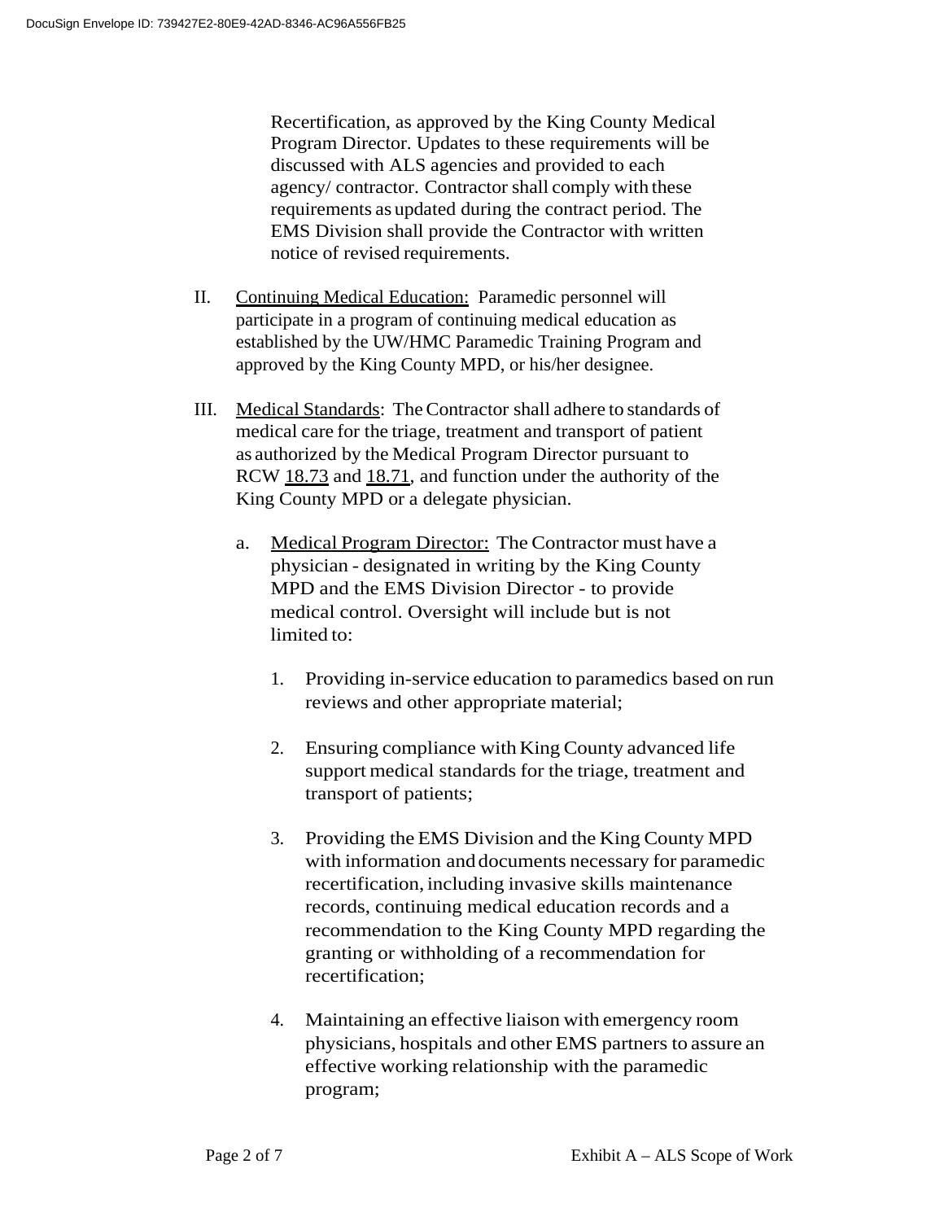Recertification, as approved by the King County Medical Program Director. Updates to these requirements will be discussed with ALS agencies and provided to each agency/ contractor. Contractor shall comply with these requirements as updated during the contract period. The EMS Division shall provide the Contractor with written notice of revised requirements.

II. Continuing Medical Education: Paramedic personnel will participate in a program of continuing medical education as established by the UW/HMC Paramedic Training Program and approved by the King County MPD, or his/her designee.

III. Medical Standards: The Contractor shall adhere to standards of medical care for the triage, treatment and transport of patient as authorized by the Medical Program Director pursuant to RCW 18.73 and 18.71, and function under the authority of the King County MPD or a delegate physician.

   a. Medical Program Director: The Contractor must have a physician - designated in writing by the King County MPD and the EMS Division Director - to provide medical control. Oversight will include but is not limited to:

      1. Providing in-service education to paramedics based on run reviews and other appropriate material;

      2. Ensuring compliance with King County advanced life support medical standards for the triage, treatment and transport of patients;

      3. Providing the EMS Division and the King County MPD with information and documents necessary for paramedic recertification, including invasive skills maintenance records, continuing medical education records and a recommendation to the King County MPD regarding the granting or withholding of a recommendation for recertification;

      4. Maintaining an effective liaison with emergency room physicians, hospitals and other EMS partners to assure an effective working relationship with the paramedic program;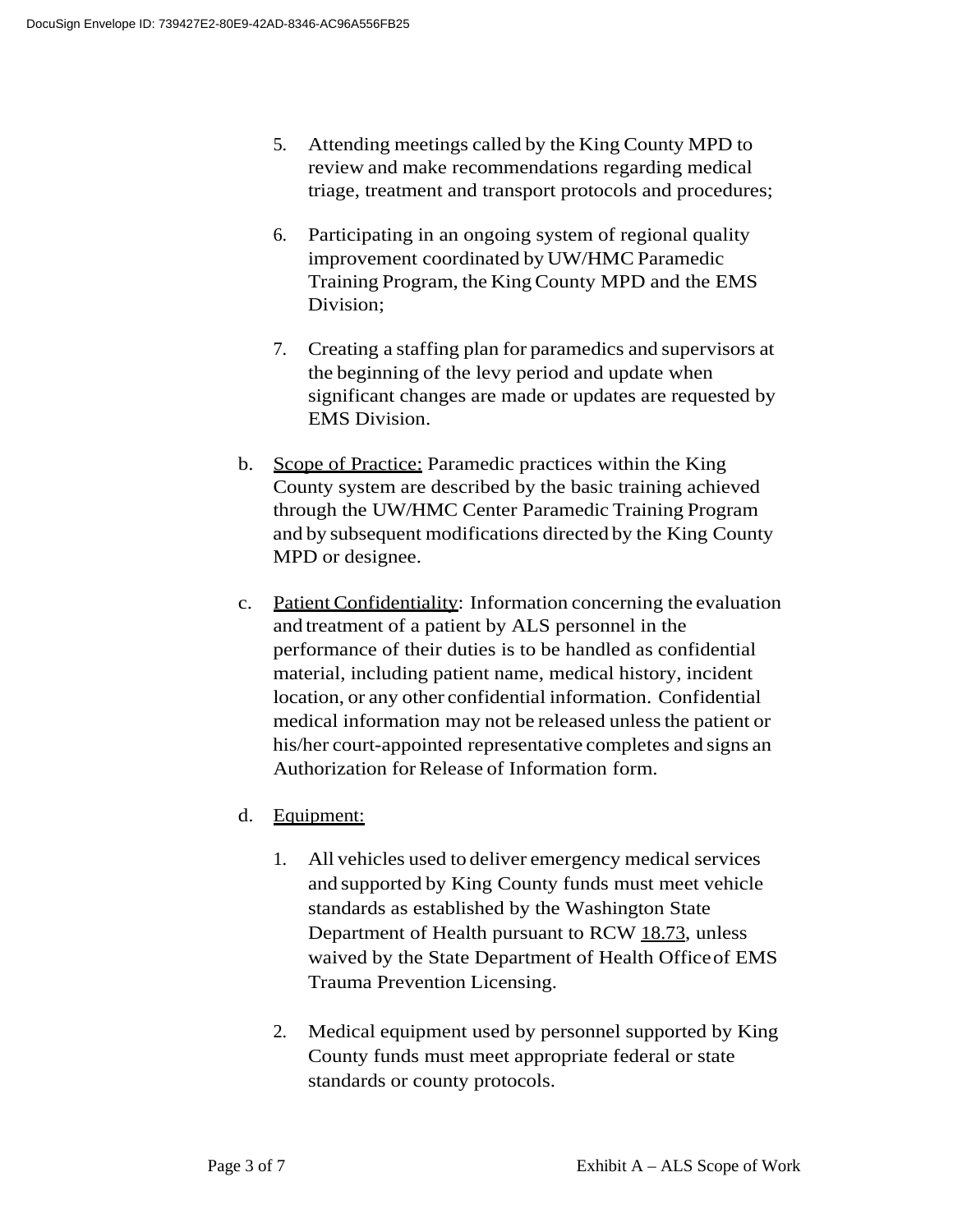5. Attending meetings called by the King County MPD to review and make recommendations regarding medical triage, treatment and transport protocols and procedures;

6. Participating in an ongoing system of regional quality improvement coordinated by UW/HMC Paramedic Training Program, the King County MPD and the EMS Division;

7. Creating a staffing plan for paramedics and supervisors at the beginning of the levy period and update when significant changes are made or updates are requested by EMS Division.

b. Scope of Practice: Paramedic practices within the King County system are described by the basic training achieved through the UW/HMC Center Paramedic Training Program and by subsequent modifications directed by the King County MPD or designee.

c. Patient Confidentiality: Information concerning the evaluation and treatment of a patient by ALS personnel in the performance of their duties is to be handled as confidential material, including patient name, medical history, incident location, or any other confidential information. Confidential medical information may not be released unless the patient or his/her court-appointed representative completes and signs an Authorization for Release of Information form.

d. Equipment:

1. All vehicles used to deliver emergency medical services and supported by King County funds must meet vehicle standards as established by the Washington State Department of Health pursuant to RCW 18.73, unless waived by the State Department of Health Office of EMS Trauma Prevention Licensing.

2. Medical equipment used by personnel supported by King County funds must meet appropriate federal or state standards or county protocols.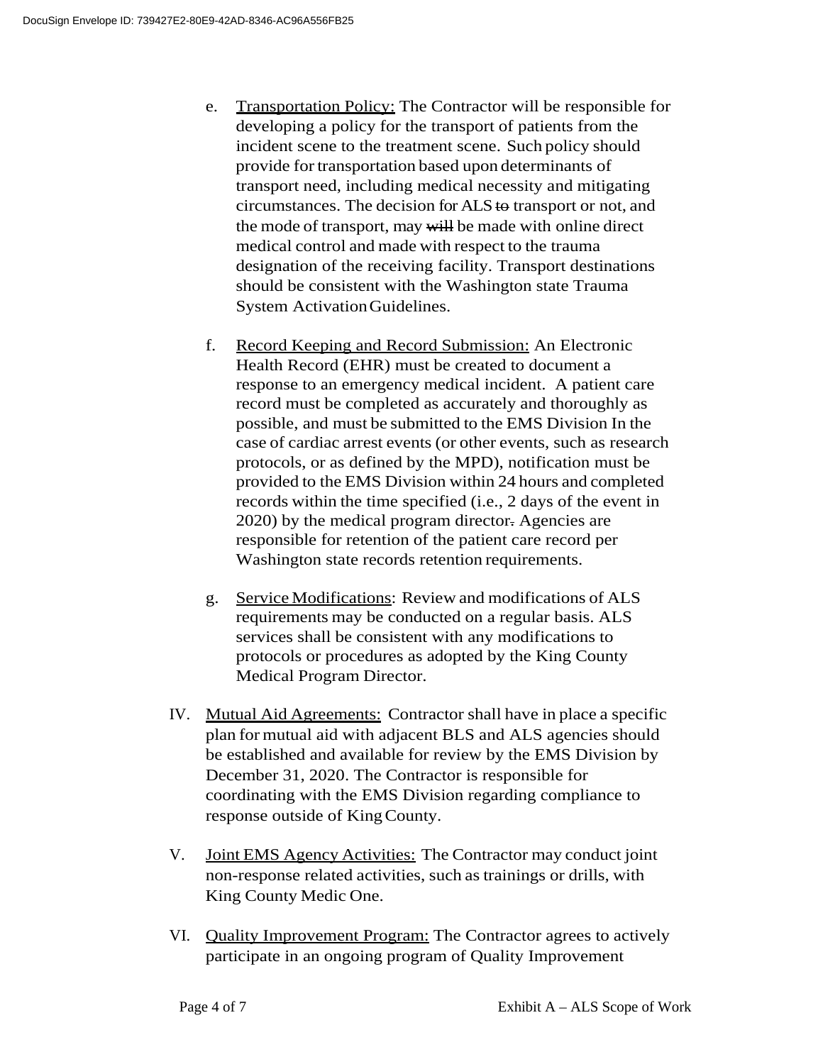e. Transportation Policy: The Contractor will be responsible for developing a policy for the transport of patients from the incident scene to the treatment scene. Such policy should provide for transportation based upon determinants of transport need, including medical necessity and mitigating circumstances. The decision for ALS ~~to~~ transport or not, and the mode of transport, may ~~will~~ be made with online direct medical control and made with respect to the trauma designation of the receiving facility. Transport destinations should be consistent with the Washington state Trauma System Activation Guidelines.

f. Record Keeping and Record Submission: An Electronic Health Record (EHR) must be created to document a response to an emergency medical incident. A patient care record must be completed as accurately and thoroughly as possible, and must be submitted to the EMS Division In the case of cardiac arrest events (or other events, such as research protocols, or as defined by the MPD), notification must be provided to the EMS Division within 24 hours and completed records within the time specified (i.e., 2 days of the event in 2020) by the medical program director~~.~~ Agencies are responsible for retention of the patient care record per Washington state records retention requirements.

g. Service Modifications: Review and modifications of ALS requirements may be conducted on a regular basis. ALS services shall be consistent with any modifications to protocols or procedures as adopted by the King County Medical Program Director.

IV. Mutual Aid Agreements: Contractor shall have in place a specific plan for mutual aid with adjacent BLS and ALS agencies should be established and available for review by the EMS Division by December 31, 2020. The Contractor is responsible for coordinating with the EMS Division regarding compliance to response outside of King County.

V. Joint EMS Agency Activities: The Contractor may conduct joint non-response related activities, such as trainings or drills, with King County Medic One.

VI. Quality Improvement Program: The Contractor agrees to actively participate in an ongoing program of Quality Improvement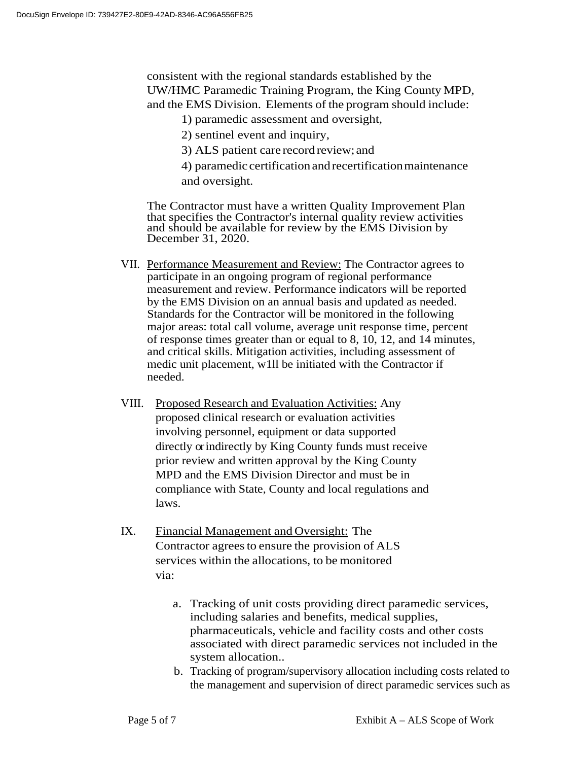consistent with the regional standards established by the UW/HMC Paramedic Training Program, the King County MPD, and the EMS Division. Elements of the program should include:

1) paramedic assessment and oversight,

2) sentinel event and inquiry,

3) ALS patient care record review; and

4) paramedic certification and recertification maintenance and oversight.

The Contractor must have a written Quality Improvement Plan that specifies the Contractor's internal quality review activities and should be available for review by the EMS Division by December 31, 2020.

VII. Performance Measurement and Review: The Contractor agrees to participate in an ongoing program of regional performance measurement and review. Performance indicators will be reported by the EMS Division on an annual basis and updated as needed. Standards for the Contractor will be monitored in the following major areas: total call volume, average unit response time, percent of response times greater than or equal to 8, 10, 12, and 14 minutes, and critical skills. Mitigation activities, including assessment of medic unit placement, w1ll be initiated with the Contractor if needed.

VIII. Proposed Research and Evaluation Activities: Any proposed clinical research or evaluation activities involving personnel, equipment or data supported directly or indirectly by King County funds must receive prior review and written approval by the King County MPD and the EMS Division Director and must be in compliance with State, County and local regulations and laws.

IX. Financial Management and Oversight: The Contractor agrees to ensure the provision of ALS services within the allocations, to be monitored via:

a. Tracking of unit costs providing direct paramedic services, including salaries and benefits, medical supplies, pharmaceuticals, vehicle and facility costs and other costs associated with direct paramedic services not included in the system allocation..

b. Tracking of program/supervisory allocation including costs related to the management and supervision of direct paramedic services such as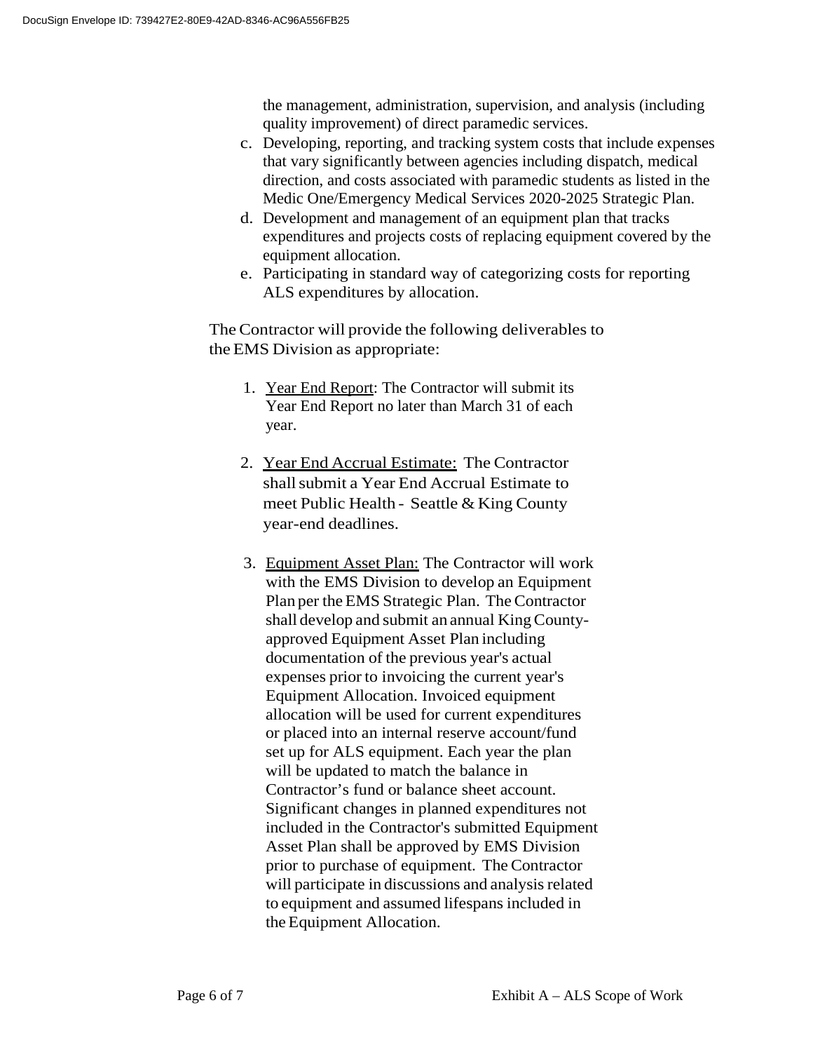the management, administration, supervision, and analysis (including quality improvement) of direct paramedic services.

c. Developing, reporting, and tracking system costs that include expenses that vary significantly between agencies including dispatch, medical direction, and costs associated with paramedic students as listed in the Medic One/Emergency Medical Services 2020-2025 Strategic Plan.
d. Development and management of an equipment plan that tracks expenditures and projects costs of replacing equipment covered by the equipment allocation.
e. Participating in standard way of categorizing costs for reporting ALS expenditures by allocation.

The Contractor will provide the following deliverables to the EMS Division as appropriate:

1. <u>Year End Report</u>: The Contractor will submit its Year End Report no later than March 31 of each year.

2. <u>Year End Accrual Estimate:</u> The Contractor shall submit a Year End Accrual Estimate to meet Public Health - Seattle & King County year-end deadlines.

3. <u>Equipment Asset Plan:</u> The Contractor will work with the EMS Division to develop an Equipment Plan per the EMS Strategic Plan. The Contractor shall develop and submit an annual King County-approved Equipment Asset Plan including documentation of the previous year's actual expenses prior to invoicing the current year's Equipment Allocation. Invoiced equipment allocation will be used for current expenditures or placed into an internal reserve account/fund set up for ALS equipment. Each year the plan will be updated to match the balance in Contractor's fund or balance sheet account. Significant changes in planned expenditures not included in the Contractor's submitted Equipment Asset Plan shall be approved by EMS Division prior to purchase of equipment. The Contractor will participate in discussions and analysis related to equipment and assumed lifespans included in the Equipment Allocation.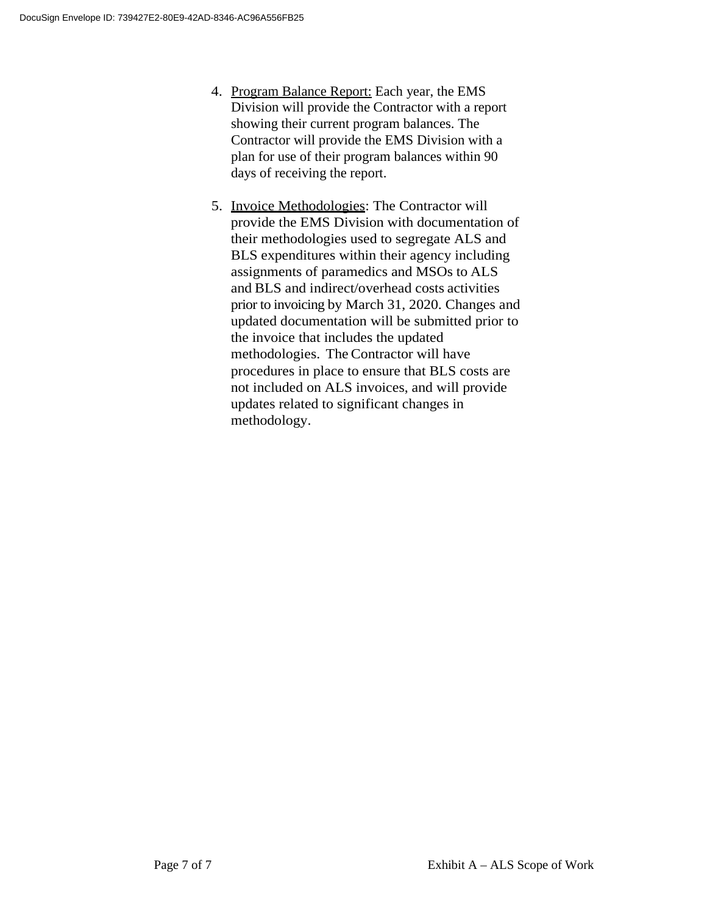4. Program Balance Report: Each year, the EMS Division will provide the Contractor with a report showing their current program balances. The Contractor will provide the EMS Division with a plan for use of their program balances within 90 days of receiving the report.

5. Invoice Methodologies: The Contractor will provide the EMS Division with documentation of their methodologies used to segregate ALS and BLS expenditures within their agency including assignments of paramedics and MSOs to ALS and BLS and indirect/overhead costs activities prior to invoicing by March 31, 2020. Changes and updated documentation will be submitted prior to the invoice that includes the updated methodologies. The Contractor will have procedures in place to ensure that BLS costs are not included on ALS invoices, and will provide updates related to significant changes in methodology.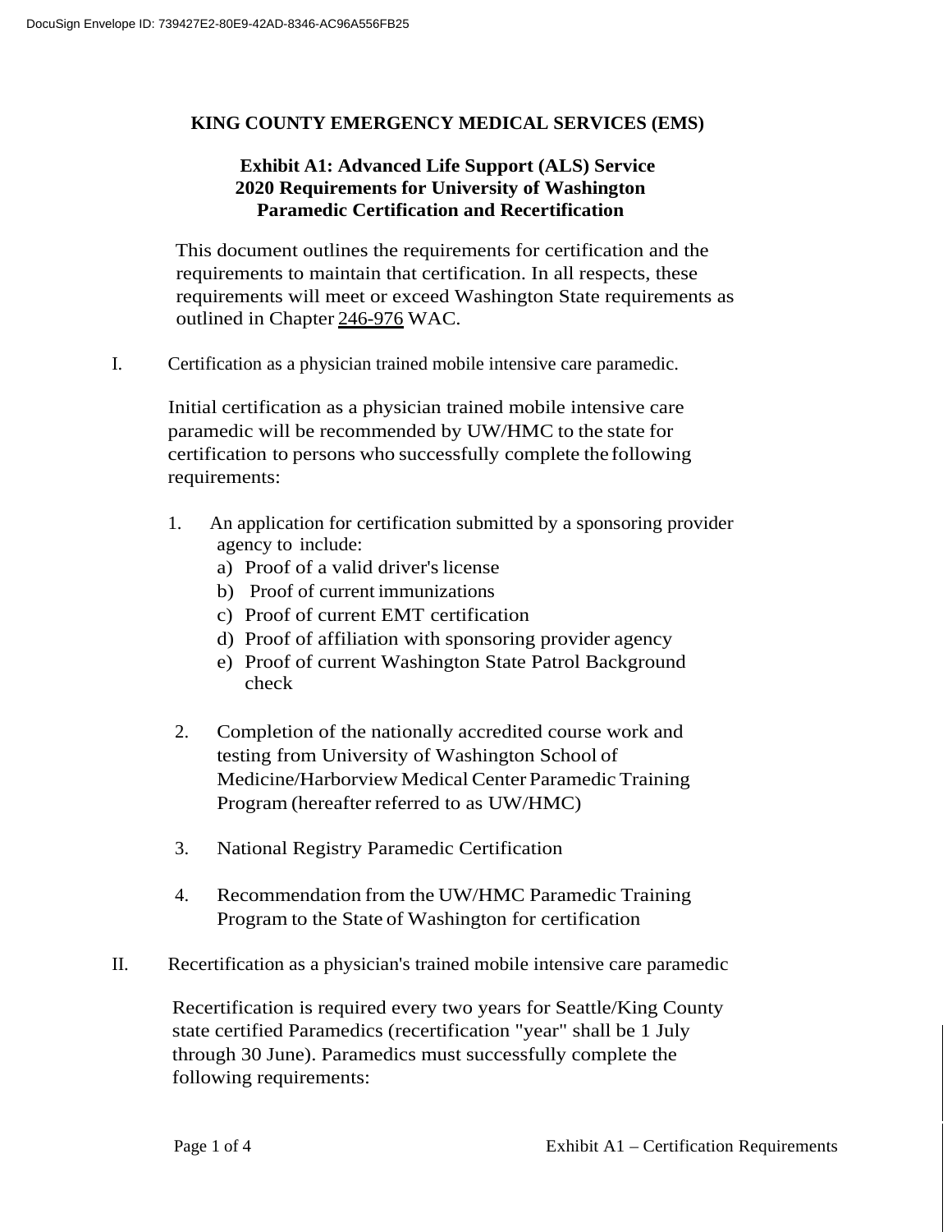**KING COUNTY EMERGENCY MEDICAL SERVICES (EMS)**

**Exhibit A1: Advanced Life Support (ALS) Service**
**2020 Requirements for University of Washington**
**Paramedic Certification and Recertification**

This document outlines the requirements for certification and the requirements to maintain that certification. In all respects, these requirements will meet or exceed Washington State requirements as outlined in Chapter 246-976 WAC.

I. Certification as a physician trained mobile intensive care paramedic.

Initial certification as a physician trained mobile intensive care paramedic will be recommended by UW/HMC to the state for certification to persons who successfully complete the following requirements:

1. An application for certification submitted by a sponsoring provider agency to include:
   a) Proof of a valid driver's license
   b) Proof of current immunizations
   c) Proof of current EMT certification
   d) Proof of affiliation with sponsoring provider agency
   e) Proof of current Washington State Patrol Background check

2. Completion of the nationally accredited course work and testing from University of Washington School of Medicine/Harborview Medical Center Paramedic Training Program (hereafter referred to as UW/HMC)

3. National Registry Paramedic Certification

4. Recommendation from the UW/HMC Paramedic Training Program to the State of Washington for certification

II. Recertification as a physician's trained mobile intensive care paramedic

Recertification is required every two years for Seattle/King County state certified Paramedics (recertification "year" shall be 1 July through 30 June). Paramedics must successfully complete the following requirements: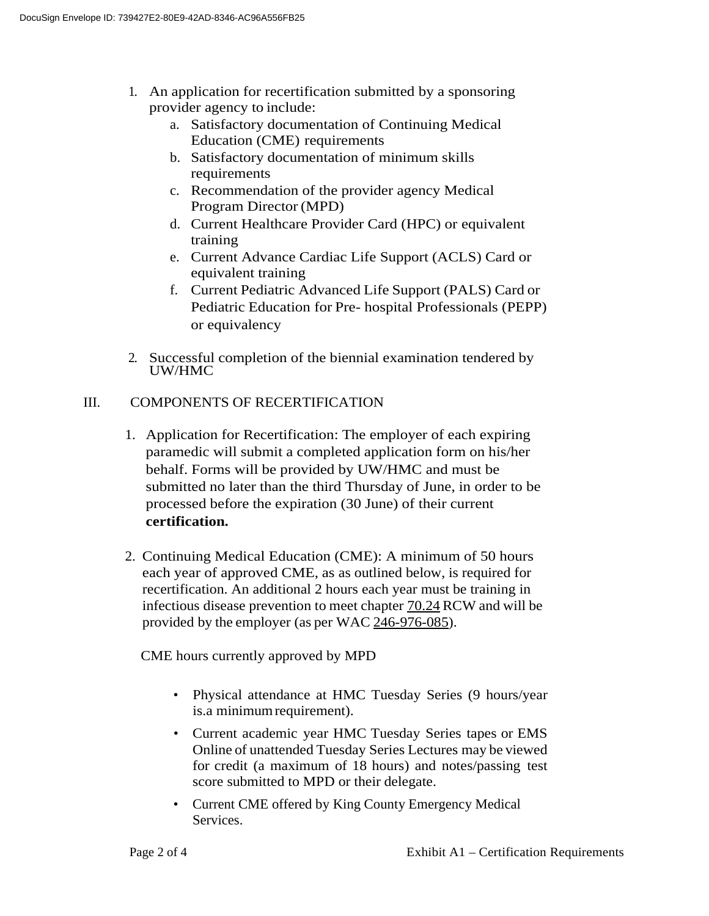1. An application for recertification submitted by a sponsoring provider agency to include:
    a. Satisfactory documentation of Continuing Medical Education (CME) requirements
    b. Satisfactory documentation of minimum skills requirements
    c. Recommendation of the provider agency Medical Program Director (MPD)
    d. Current Healthcare Provider Card (HPC) or equivalent training
    e. Current Advance Cardiac Life Support (ACLS) Card or equivalent training
    f. Current Pediatric Advanced Life Support (PALS) Card or Pediatric Education for Pre- hospital Professionals (PEPP) or equivalency

2. Successful completion of the biennial examination tendered by UW/HMC

## III. COMPONENTS OF RECERTIFICATION

1. Application for Recertification: The employer of each expiring paramedic will submit a completed application form on his/her behalf. Forms will be provided by UW/HMC and must be submitted no later than the third Thursday of June, in order to be processed before the expiration (30 June) of their current **certification.**

2. Continuing Medical Education (CME): A minimum of 50 hours each year of approved CME, as as outlined below, is required for recertification. An additional 2 hours each year must be training in infectious disease prevention to meet chapter 70.24 RCW and will be provided by the employer (as per WAC 246-976-085).

   CME hours currently approved by MPD

   - Physical attendance at HMC Tuesday Series (9 hours/year is.a minimum requirement).
   - Current academic year HMC Tuesday Series tapes or EMS Online of unattended Tuesday Series Lectures may be viewed for credit (a maximum of 18 hours) and notes/passing test score submitted to MPD or their delegate.
   - Current CME offered by King County Emergency Medical Services.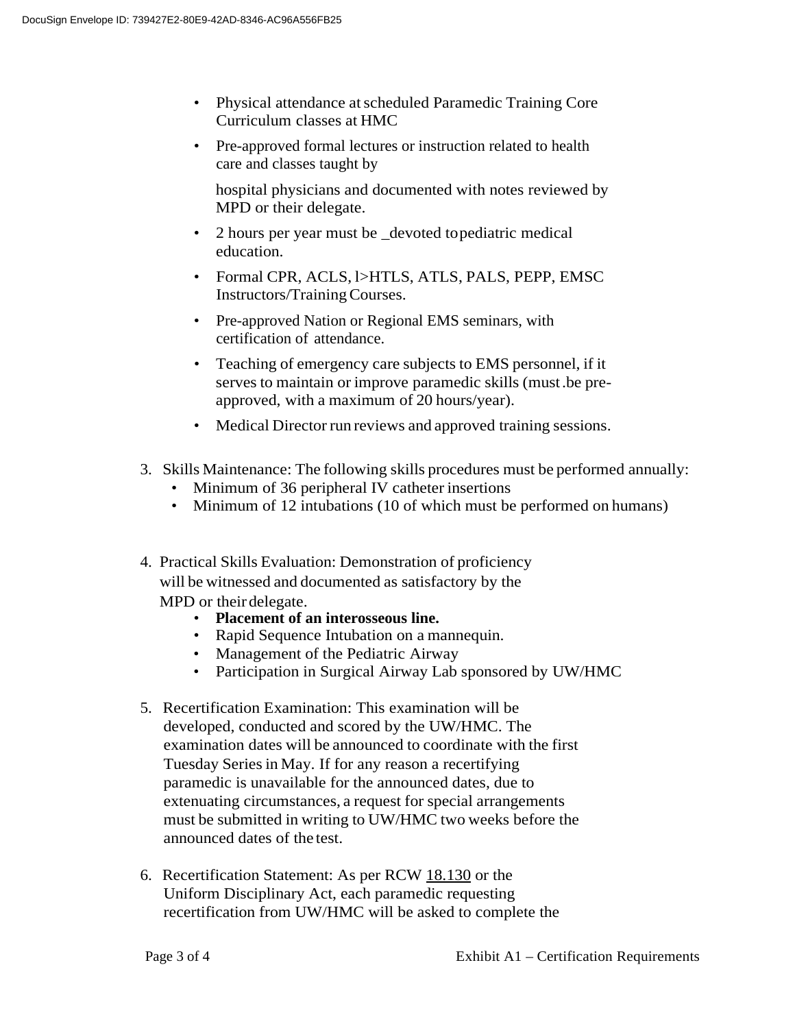- Physical attendance at scheduled Paramedic Training Core Curriculum classes at HMC
- Pre-approved formal lectures or instruction related to health care and classes taught by

  hospital physicians and documented with notes reviewed by MPD or their delegate.
- 2 hours per year must be _devoted to pediatric medical education.
- Formal CPR, ACLS, l>HTLS, ATLS, PALS, PEPP, EMSC Instructors/Training Courses.
- Pre-approved Nation or Regional EMS seminars, with certification of attendance.
- Teaching of emergency care subjects to EMS personnel, if it serves to maintain or improve paramedic skills (must.be pre-approved, with a maximum of 20 hours/year).
- Medical Director run reviews and approved training sessions.

3. Skills Maintenance: The following skills procedures must be performed annually:
   - Minimum of 36 peripheral IV catheter insertions
   - Minimum of 12 intubations (10 of which must be performed on humans)

4. Practical Skills Evaluation: Demonstration of proficiency will be witnessed and documented as satisfactory by the MPD or their delegate.
   - **Placement of an interosseous line.**
   - Rapid Sequence Intubation on a mannequin.
   - Management of the Pediatric Airway
   - Participation in Surgical Airway Lab sponsored by UW/HMC

5. Recertification Examination: This examination will be developed, conducted and scored by the UW/HMC. The examination dates will be announced to coordinate with the first Tuesday Series in May. If for any reason a recertifying paramedic is unavailable for the announced dates, due to extenuating circumstances, a request for special arrangements must be submitted in writing to UW/HMC two weeks before the announced dates of the test.

6. Recertification Statement: As per RCW 18.130 or the Uniform Disciplinary Act, each paramedic requesting recertification from UW/HMC will be asked to complete the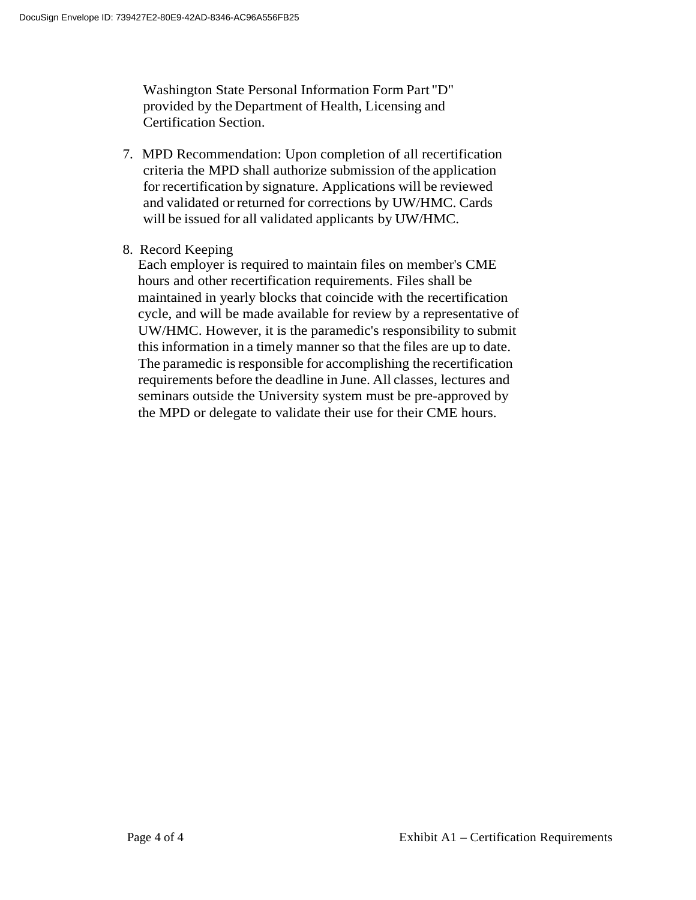Washington State Personal Information Form Part "D" provided by the Department of Health, Licensing and Certification Section.

7. MPD Recommendation: Upon completion of all recertification criteria the MPD shall authorize submission of the application for recertification by signature. Applications will be reviewed and validated or returned for corrections by UW/HMC. Cards will be issued for all validated applicants by UW/HMC.

8. Record Keeping
   Each employer is required to maintain files on member's CME hours and other recertification requirements. Files shall be maintained in yearly blocks that coincide with the recertification cycle, and will be made available for review by a representative of UW/HMC. However, it is the paramedic's responsibility to submit this information in a timely manner so that the files are up to date. The paramedic is responsible for accomplishing the recertification requirements before the deadline in June. All classes, lectures and seminars outside the University system must be pre-approved by the MPD or delegate to validate their use for their CME hours.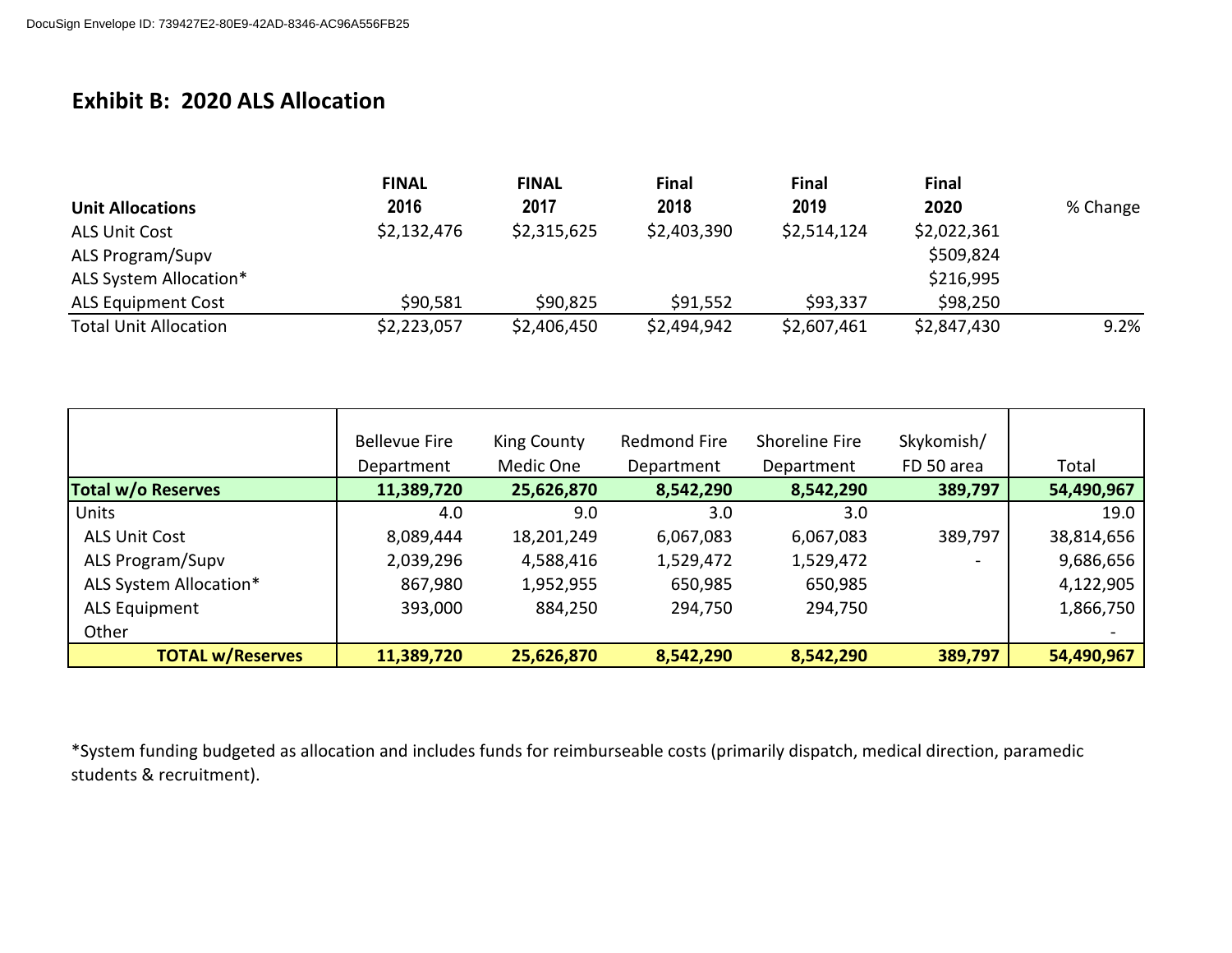## Exhibit B: 2020 ALS Allocation

| Unit Allocations | FINAL 2016 | FINAL 2017 | Final 2018 | Final 2019 | Final 2020 | % Change |
|---|---|---|---|---|---|---|
| ALS Unit Cost | $2,132,476 | $2,315,625 | $2,403,390 | $2,514,124 | $2,022,361 | |
| ALS Program/Supv | | | | | $509,824 | |
| ALS System Allocation* | | | | | $216,995 | |
| ALS Equipment Cost | $90,581 | $90,825 | $91,552 | $93,337 | $98,250 | |
| Total Unit Allocation | $2,223,057 | $2,406,450 | $2,494,942 | $2,607,461 | $2,847,430 | 9.2% |

| | Bellevue Fire Department | King County Medic One | Redmond Fire Department | Shoreline Fire Department | Skykomish/ FD 50 area | Total |
|---|---|---|---|---|---|---|
| **Total w/o Reserves** | **11,389,720** | **25,626,870** | **8,542,290** | **8,542,290** | **389,797** | **54,490,967** |
| Units | 4.0 | 9.0 | 3.0 | 3.0 | | 19.0 |
| ALS Unit Cost | 8,089,444 | 18,201,249 | 6,067,083 | 6,067,083 | 389,797 | 38,814,656 |
| ALS Program/Supv | 2,039,296 | 4,588,416 | 1,529,472 | 1,529,472 | - | 9,686,656 |
| ALS System Allocation* | 867,980 | 1,952,955 | 650,985 | 650,985 | | 4,122,905 |
| ALS Equipment | 393,000 | 884,250 | 294,750 | 294,750 | | 1,866,750 |
| Other | | | | | | - |
| **TOTAL w/Reserves** | **11,389,720** | **25,626,870** | **8,542,290** | **8,542,290** | **389,797** | **54,490,967** |

*System funding budgeted as allocation and includes funds for reimburseable costs (primarily dispatch, medical direction, paramedic students & recruitment).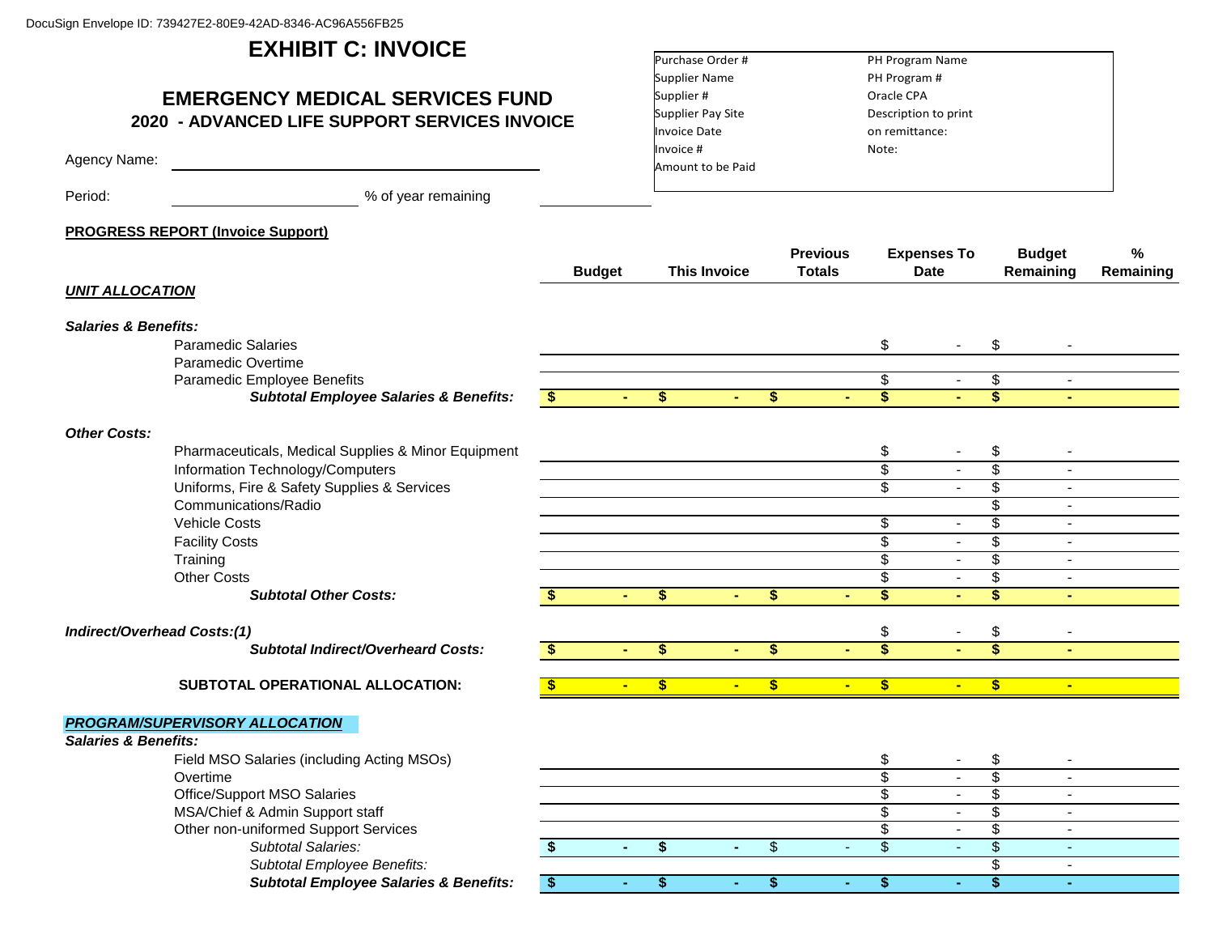DocuSign Envelope ID: 739427E2-80E9-42AD-8346-AC96A556FB25

# EXHIBIT C: INVOICE

## EMERGENCY MEDICAL SERVICES FUND

### 2020 - ADVANCED LIFE SUPPORT SERVICES INVOICE

| | |
|---|---|
| Purchase Order # | PH Program Name |
| Supplier Name | PH Program # |
| Supplier # | Oracle CPA |
| Supplier Pay Site | Description to print |
| Invoice Date | on remittance: |
| Invoice # | Note: |
| Amount to be Paid | |

Agency Name: ______________________________

Period: ____________________ % of year remaining ____________

**PROGRESS REPORT (Invoice Support)**

| | Budget | This Invoice | Previous Totals | Expenses To Date | Budget Remaining | % Remaining |
|---|---|---|---|---|---|---|
| ***UNIT ALLOCATION*** | | | | | | |
| ***Salaries & Benefits:*** | | | | | | |
| Paramedic Salaries | | | | $ - | $ - | |
| Paramedic Overtime | | | | | | |
| Paramedic Employee Benefits | | | | $ - | $ - | |
| ***Subtotal Employee Salaries & Benefits:*** | **$ -** | **$ -** | **$ -** | **$ -** | **$ -** | |
| ***Other Costs:*** | | | | | | |
| Pharmaceuticals, Medical Supplies & Minor Equipment | | | | $ - | $ - | |
| Information Technology/Computers | | | | $ - | $ - | |
| Uniforms, Fire & Safety Supplies & Services | | | | $ - | $ - | |
| Communications/Radio | | | | | $ - | |
| Vehicle Costs | | | | $ - | $ - | |
| Facility Costs | | | | $ - | $ - | |
| Training | | | | $ - | $ - | |
| Other Costs | | | | $ - | $ - | |
| ***Subtotal Other Costs:*** | **$ -** | **$ -** | **$ -** | **$ -** | **$ -** | |
| ***Indirect/Overhead Costs:(1)*** | | | | $ - | $ - | |
| ***Subtotal Indirect/Overheard Costs:*** | **$ -** | **$ -** | **$ -** | **$ -** | **$ -** | |
| **SUBTOTAL OPERATIONAL ALLOCATION:** | **$ -** | **$ -** | **$ -** | **$ -** | **$ -** | |
| ***PROGRAM/SUPERVISORY ALLOCATION*** | | | | | | |
| ***Salaries & Benefits:*** | | | | | | |
| Field MSO Salaries (including Acting MSOs) | | | | $ - | $ - | |
| Overtime | | | | $ - | $ - | |
| Office/Support MSO Salaries | | | | $ - | $ - | |
| MSA/Chief & Admin Support staff | | | | $ - | $ - | |
| Other non-uniformed Support Services | | | | $ - | $ - | |
| *Subtotal Salaries:* | **$ -** | **$ -** | $ - | $ - | $ - | |
| *Subtotal Employee Benefits:* | | | | | $ - | |
| ***Subtotal Employee Salaries & Benefits:*** | **$ -** | **$ -** | **$ -** | **$ -** | **$ -** | |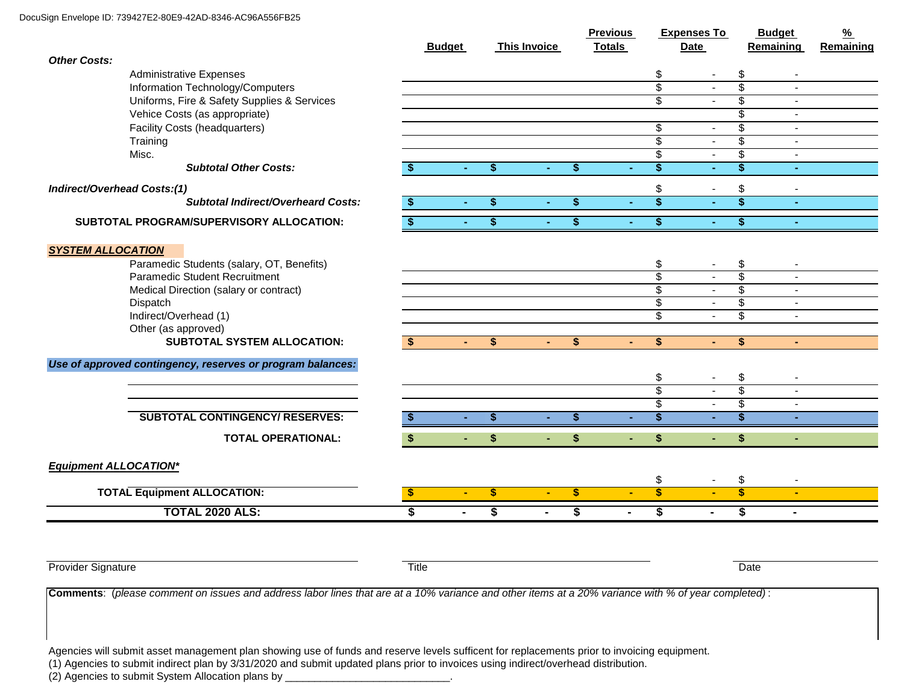DocuSign Envelope ID: 739427E2-80E9-42AD-8346-AC96A556FB25

| | Budget | This Invoice | Previous Totals | Expenses To Date | Budget Remaining | % Remaining |
|---|---|---|---|---|---|---|
| ***Other Costs:*** | | | | | | |
| Administrative Expenses | | | | $ - | $ - | |
| Information Technology/Computers | | | | $ - | $ - | |
| Uniforms, Fire & Safety Supplies & Services | | | | $ - | $ - | |
| Vehice Costs (as appropriate) | | | | | $ - | |
| Facility Costs (headquarters) | | | | $ - | $ - | |
| Training | | | | $ - | $ - | |
| Misc. | | | | $ - | $ - | |
| ***Subtotal Other Costs:*** | **$ -** | **$ -** | **$ -** | **$ -** | **$ -** | |
| ***Indirect/Overhead Costs:(1)*** | | | | $ - | $ - | |
| ***Subtotal Indirect/Overheard Costs:*** | **$ -** | **$ -** | **$ -** | **$ -** | **$ -** | |
| **SUBTOTAL PROGRAM/SUPERVISORY ALLOCATION:** | **$ -** | **$ -** | **$ -** | **$ -** | **$ -** | |
| ***SYSTEM ALLOCATION*** | | | | | | |
| Paramedic Students (salary, OT, Benefits) | | | | $ - | $ - | |
| Paramedic Student Recruitment | | | | $ - | $ - | |
| Medical Direction (salary or contract) | | | | $ - | $ - | |
| Dispatch | | | | $ - | $ - | |
| Indirect/Overhead (1) | | | | $ - | $ - | |
| Other (as approved) | | | | | | |
| **SUBTOTAL SYSTEM ALLOCATION:** | **$ -** | **$ -** | **$ -** | **$ -** | **$ -** | |
| ***Use of approved contingency, reserves or program balances:*** | | | | | | |
| | | | | $ - | $ - | |
| | | | | $ - | $ - | |
| | | | | $ - | $ - | |
| **SUBTOTAL CONTINGENCY/ RESERVES:** | **$ -** | **$ -** | **$ -** | **$ -** | **$ -** | |
| **TOTAL OPERATIONAL:** | **$ -** | **$ -** | **$ -** | **$ -** | **$ -** | |
| ***Equipment ALLOCATION**** | | | | | | |
| | | | | $ - | $ - | |
| **TOTAL Equipment ALLOCATION:** | **$ -** | **$ -** | **$ -** | **$ -** | **$ -** | |
| **TOTAL 2020 ALS:** | **$ -** | **$ -** | **$ -** | **$ -** | **$ -** | |

Provider Signature ______________________ Title ______________________ Date ______________________

**Comments**: (*please comment on issues and address labor lines that are at a 10% variance and other items at a 20% variance with % of year completed)* :

Agencies will submit asset management plan showing use of funds and reserve levels sufficent for replacements prior to invoicing equipment.

(1) Agencies to submit indirect plan by 3/31/2020 and submit updated plans prior to invoices using indirect/overhead distribution.

(2) Agencies to submit System Allocation plans by ___________________________.